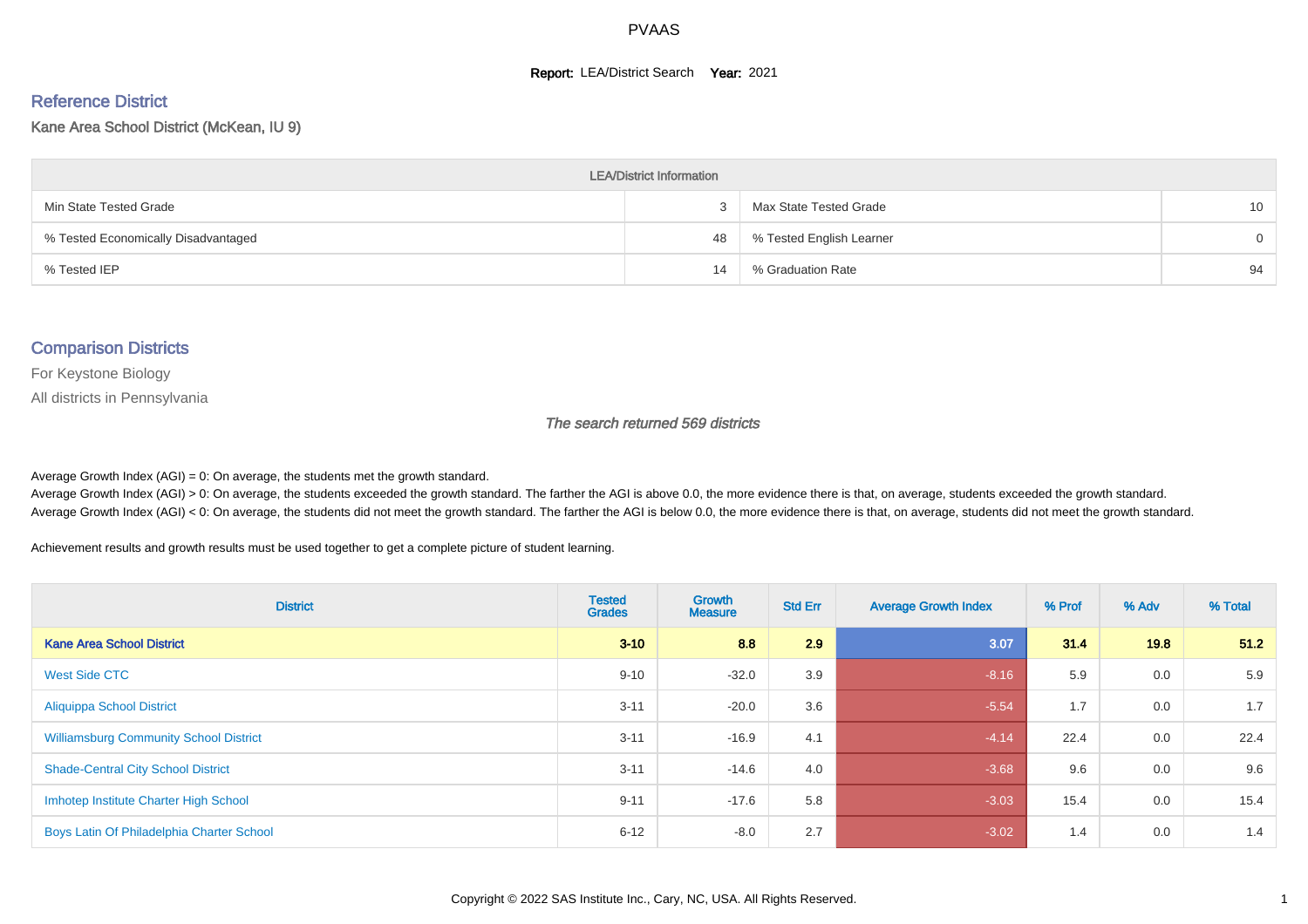# PVAAS

**Report:** LEA/District Search **Year:** 2021

## Reference District

Kane Area School District (McKean, IU 9)

| LEA/District Information | | | |
|---|---|---|---|
| Min State Tested Grade | 3 | Max State Tested Grade | 10 |
| % Tested Economically Disadvantaged | 48 | % Tested English Learner | 0 |
| % Tested IEP | 14 | % Graduation Rate | 94 |

## Comparison Districts

For Keystone Biology

All districts in Pennsylvania

*The search returned 569 districts*

Average Growth Index (AGI) = 0: On average, the students met the growth standard.
Average Growth Index (AGI) > 0: On average, the students exceeded the growth standard. The farther the AGI is above 0.0, the more evidence there is that, on average, students exceeded the growth standard.
Average Growth Index (AGI) < 0: On average, the students did not meet the growth standard. The farther the AGI is below 0.0, the more evidence there is that, on average, students did not meet the growth standard.

Achievement results and growth results must be used together to get a complete picture of student learning.

| District | Tested Grades | Growth Measure | Std Err | Average Growth Index | % Prof | % Adv | % Total |
|---|---|---|---|---|---|---|---|
| **Kane Area School District** | **3-10** | **8.8** | **2.9** | **3.07** | **31.4** | **19.8** | **51.2** |
| West Side CTC | 9-10 | -32.0 | 3.9 | -8.16 | 5.9 | 0.0 | 5.9 |
| Aliquippa School District | 3-11 | -20.0 | 3.6 | -5.54 | 1.7 | 0.0 | 1.7 |
| Williamsburg Community School District | 3-11 | -16.9 | 4.1 | -4.14 | 22.4 | 0.0 | 22.4 |
| Shade-Central City School District | 3-11 | -14.6 | 4.0 | -3.68 | 9.6 | 0.0 | 9.6 |
| Imhotep Institute Charter High School | 9-11 | -17.6 | 5.8 | -3.03 | 15.4 | 0.0 | 15.4 |
| Boys Latin Of Philadelphia Charter School | 6-12 | -8.0 | 2.7 | -3.02 | 1.4 | 0.0 | 1.4 |

Copyright © 2022 SAS Institute Inc., Cary, NC, USA. All Rights Reserved.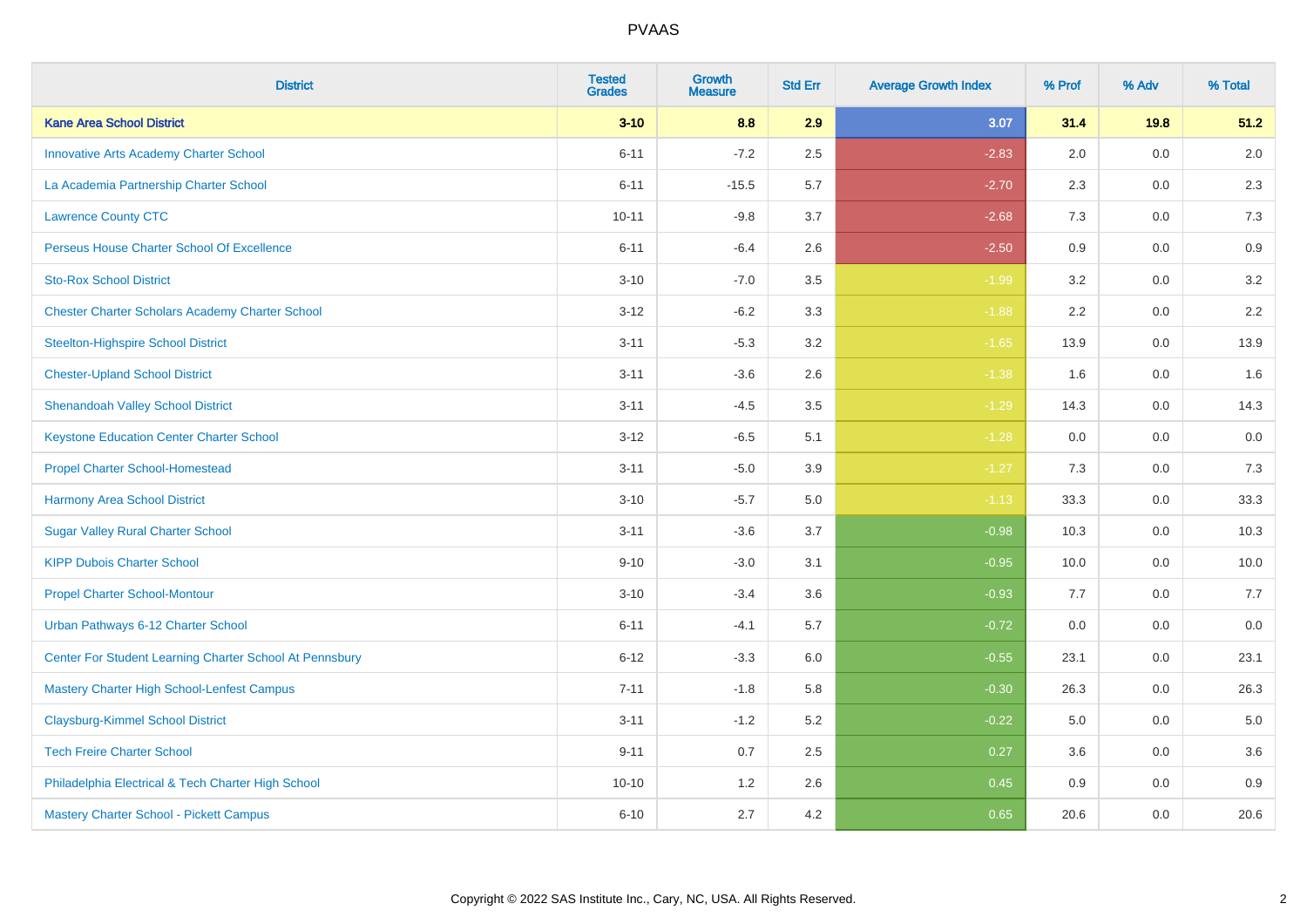# PVAAS

| District | Tested Grades | Growth Measure | Std Err | Average Growth Index | % Prof | % Adv | % Total |
|---|---|---|---|---|---|---|---|
| **Kane Area School District** | **3-10** | **8.8** | **2.9** | **3.07** | **31.4** | **19.8** | **51.2** |
| Innovative Arts Academy Charter School | 6-11 | -7.2 | 2.5 | -2.83 | 2.0 | 0.0 | 2.0 |
| La Academia Partnership Charter School | 6-11 | -15.5 | 5.7 | -2.70 | 2.3 | 0.0 | 2.3 |
| Lawrence County CTC | 10-11 | -9.8 | 3.7 | -2.68 | 7.3 | 0.0 | 7.3 |
| Perseus House Charter School Of Excellence | 6-11 | -6.4 | 2.6 | -2.50 | 0.9 | 0.0 | 0.9 |
| Sto-Rox School District | 3-10 | -7.0 | 3.5 | -1.99 | 3.2 | 0.0 | 3.2 |
| Chester Charter Scholars Academy Charter School | 3-12 | -6.2 | 3.3 | -1.88 | 2.2 | 0.0 | 2.2 |
| Steelton-Highspire School District | 3-11 | -5.3 | 3.2 | -1.65 | 13.9 | 0.0 | 13.9 |
| Chester-Upland School District | 3-11 | -3.6 | 2.6 | -1.38 | 1.6 | 0.0 | 1.6 |
| Shenandoah Valley School District | 3-11 | -4.5 | 3.5 | -1.29 | 14.3 | 0.0 | 14.3 |
| Keystone Education Center Charter School | 3-12 | -6.5 | 5.1 | -1.28 | 0.0 | 0.0 | 0.0 |
| Propel Charter School-Homestead | 3-11 | -5.0 | 3.9 | -1.27 | 7.3 | 0.0 | 7.3 |
| Harmony Area School District | 3-10 | -5.7 | 5.0 | -1.13 | 33.3 | 0.0 | 33.3 |
| Sugar Valley Rural Charter School | 3-11 | -3.6 | 3.7 | -0.98 | 10.3 | 0.0 | 10.3 |
| KIPP Dubois Charter School | 9-10 | -3.0 | 3.1 | -0.95 | 10.0 | 0.0 | 10.0 |
| Propel Charter School-Montour | 3-10 | -3.4 | 3.6 | -0.93 | 7.7 | 0.0 | 7.7 |
| Urban Pathways 6-12 Charter School | 6-11 | -4.1 | 5.7 | -0.72 | 0.0 | 0.0 | 0.0 |
| Center For Student Learning Charter School At Pennsbury | 6-12 | -3.3 | 6.0 | -0.55 | 23.1 | 0.0 | 23.1 |
| Mastery Charter High School-Lenfest Campus | 7-11 | -1.8 | 5.8 | -0.30 | 26.3 | 0.0 | 26.3 |
| Claysburg-Kimmel School District | 3-11 | -1.2 | 5.2 | -0.22 | 5.0 | 0.0 | 5.0 |
| Tech Freire Charter School | 9-11 | 0.7 | 2.5 | 0.27 | 3.6 | 0.0 | 3.6 |
| Philadelphia Electrical & Tech Charter High School | 10-10 | 1.2 | 2.6 | 0.45 | 0.9 | 0.0 | 0.9 |
| Mastery Charter School - Pickett Campus | 6-10 | 2.7 | 4.2 | 0.65 | 20.6 | 0.0 | 20.6 |

Copyright © 2022 SAS Institute Inc., Cary, NC, USA. All Rights Reserved.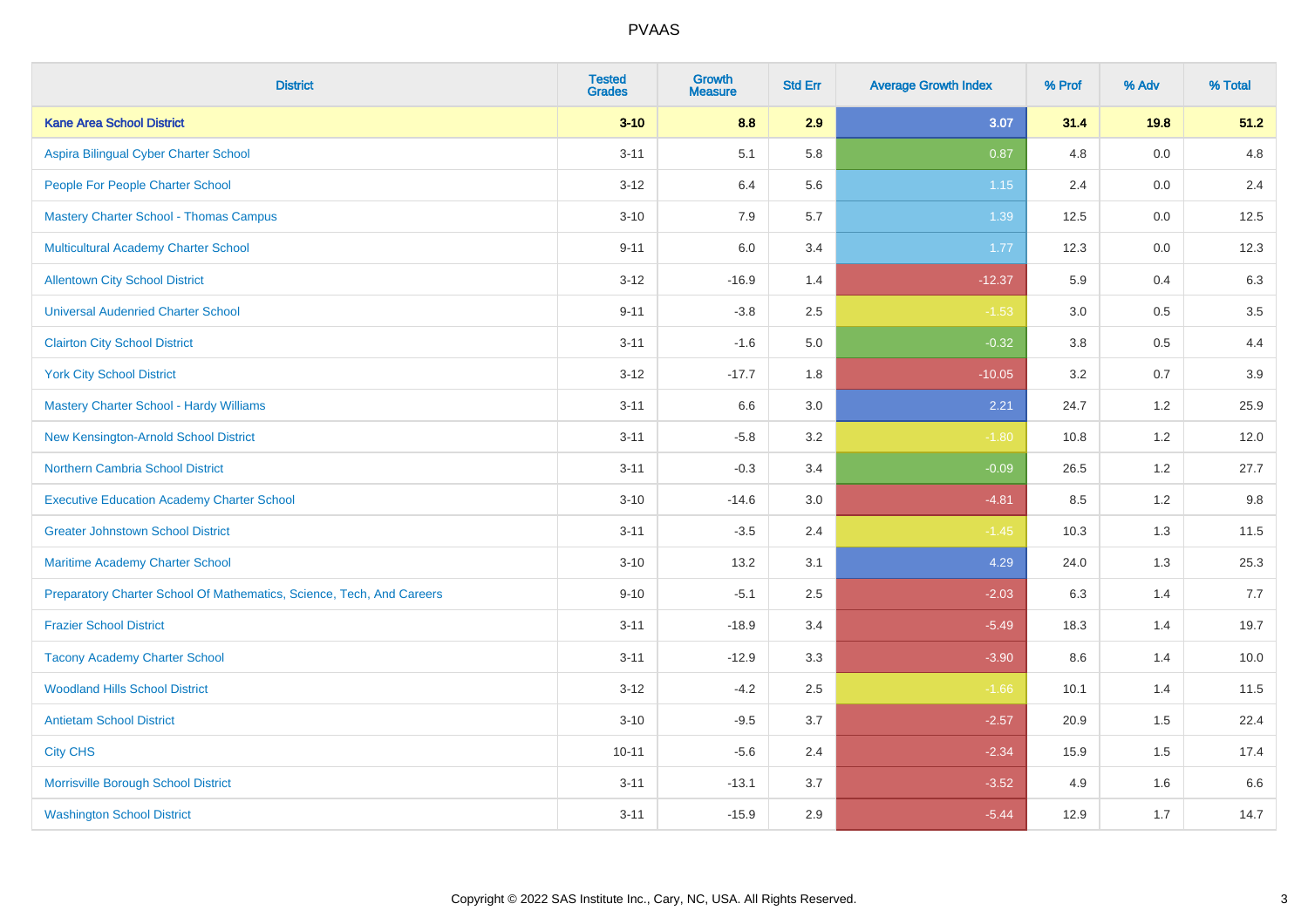| District | Tested Grades | Growth Measure | Std Err | Average Growth Index | % Prof | % Adv | % Total |
|---|---|---|---|---|---|---|---|
| **Kane Area School District** | **3-10** | **8.8** | **2.9** | **3.07** | **31.4** | **19.8** | **51.2** |
| Aspira Bilingual Cyber Charter School | 3-11 | 5.1 | 5.8 | 0.87 | 4.8 | 0.0 | 4.8 |
| People For People Charter School | 3-12 | 6.4 | 5.6 | 1.15 | 2.4 | 0.0 | 2.4 |
| Mastery Charter School - Thomas Campus | 3-10 | 7.9 | 5.7 | 1.39 | 12.5 | 0.0 | 12.5 |
| Multicultural Academy Charter School | 9-11 | 6.0 | 3.4 | 1.77 | 12.3 | 0.0 | 12.3 |
| Allentown City School District | 3-12 | -16.9 | 1.4 | -12.37 | 5.9 | 0.4 | 6.3 |
| Universal Audenried Charter School | 9-11 | -3.8 | 2.5 | -1.53 | 3.0 | 0.5 | 3.5 |
| Clairton City School District | 3-11 | -1.6 | 5.0 | -0.32 | 3.8 | 0.5 | 4.4 |
| York City School District | 3-12 | -17.7 | 1.8 | -10.05 | 3.2 | 0.7 | 3.9 |
| Mastery Charter School - Hardy Williams | 3-11 | 6.6 | 3.0 | 2.21 | 24.7 | 1.2 | 25.9 |
| New Kensington-Arnold School District | 3-11 | -5.8 | 3.2 | -1.80 | 10.8 | 1.2 | 12.0 |
| Northern Cambria School District | 3-11 | -0.3 | 3.4 | -0.09 | 26.5 | 1.2 | 27.7 |
| Executive Education Academy Charter School | 3-10 | -14.6 | 3.0 | -4.81 | 8.5 | 1.2 | 9.8 |
| Greater Johnstown School District | 3-11 | -3.5 | 2.4 | -1.45 | 10.3 | 1.3 | 11.5 |
| Maritime Academy Charter School | 3-10 | 13.2 | 3.1 | 4.29 | 24.0 | 1.3 | 25.3 |
| Preparatory Charter School Of Mathematics, Science, Tech, And Careers | 9-10 | -5.1 | 2.5 | -2.03 | 6.3 | 1.4 | 7.7 |
| Frazier School District | 3-11 | -18.9 | 3.4 | -5.49 | 18.3 | 1.4 | 19.7 |
| Tacony Academy Charter School | 3-11 | -12.9 | 3.3 | -3.90 | 8.6 | 1.4 | 10.0 |
| Woodland Hills School District | 3-12 | -4.2 | 2.5 | -1.66 | 10.1 | 1.4 | 11.5 |
| Antietam School District | 3-10 | -9.5 | 3.7 | -2.57 | 20.9 | 1.5 | 22.4 |
| City CHS | 10-11 | -5.6 | 2.4 | -2.34 | 15.9 | 1.5 | 17.4 |
| Morrisville Borough School District | 3-11 | -13.1 | 3.7 | -3.52 | 4.9 | 1.6 | 6.6 |
| Washington School District | 3-11 | -15.9 | 2.9 | -5.44 | 12.9 | 1.7 | 14.7 |

Copyright © 2022 SAS Institute Inc., Cary, NC, USA. All Rights Reserved.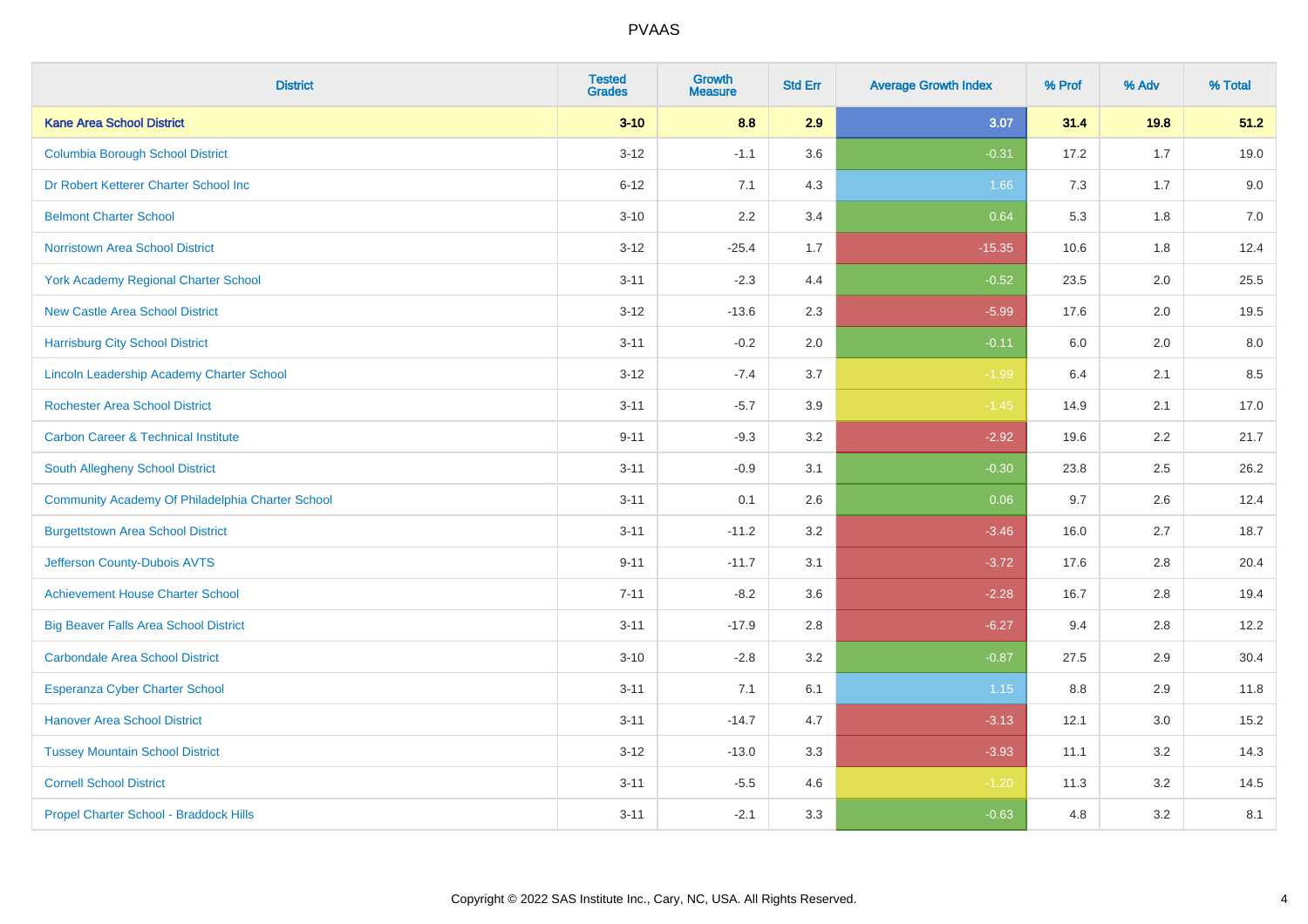# PVAAS

| District | Tested Grades | Growth Measure | Std Err | Average Growth Index | % Prof | % Adv | % Total |
|---|---|---|---|---|---|---|---|
| **Kane Area School District** | **3-10** | **8.8** | **2.9** | **3.07** | **31.4** | **19.8** | **51.2** |
| Columbia Borough School District | 3-12 | -1.1 | 3.6 | -0.31 | 17.2 | 1.7 | 19.0 |
| Dr Robert Ketterer Charter School Inc | 6-12 | 7.1 | 4.3 | 1.66 | 7.3 | 1.7 | 9.0 |
| Belmont Charter School | 3-10 | 2.2 | 3.4 | 0.64 | 5.3 | 1.8 | 7.0 |
| Norristown Area School District | 3-12 | -25.4 | 1.7 | -15.35 | 10.6 | 1.8 | 12.4 |
| York Academy Regional Charter School | 3-11 | -2.3 | 4.4 | -0.52 | 23.5 | 2.0 | 25.5 |
| New Castle Area School District | 3-12 | -13.6 | 2.3 | -5.99 | 17.6 | 2.0 | 19.5 |
| Harrisburg City School District | 3-11 | -0.2 | 2.0 | -0.11 | 6.0 | 2.0 | 8.0 |
| Lincoln Leadership Academy Charter School | 3-12 | -7.4 | 3.7 | -1.99 | 6.4 | 2.1 | 8.5 |
| Rochester Area School District | 3-11 | -5.7 | 3.9 | -1.45 | 14.9 | 2.1 | 17.0 |
| Carbon Career & Technical Institute | 9-11 | -9.3 | 3.2 | -2.92 | 19.6 | 2.2 | 21.7 |
| South Allegheny School District | 3-11 | -0.9 | 3.1 | -0.30 | 23.8 | 2.5 | 26.2 |
| Community Academy Of Philadelphia Charter School | 3-11 | 0.1 | 2.6 | 0.06 | 9.7 | 2.6 | 12.4 |
| Burgettstown Area School District | 3-11 | -11.2 | 3.2 | -3.46 | 16.0 | 2.7 | 18.7 |
| Jefferson County-Dubois AVTS | 9-11 | -11.7 | 3.1 | -3.72 | 17.6 | 2.8 | 20.4 |
| Achievement House Charter School | 7-11 | -8.2 | 3.6 | -2.28 | 16.7 | 2.8 | 19.4 |
| Big Beaver Falls Area School District | 3-11 | -17.9 | 2.8 | -6.27 | 9.4 | 2.8 | 12.2 |
| Carbondale Area School District | 3-10 | -2.8 | 3.2 | -0.87 | 27.5 | 2.9 | 30.4 |
| Esperanza Cyber Charter School | 3-11 | 7.1 | 6.1 | 1.15 | 8.8 | 2.9 | 11.8 |
| Hanover Area School District | 3-11 | -14.7 | 4.7 | -3.13 | 12.1 | 3.0 | 15.2 |
| Tussey Mountain School District | 3-12 | -13.0 | 3.3 | -3.93 | 11.1 | 3.2 | 14.3 |
| Cornell School District | 3-11 | -5.5 | 4.6 | -1.20 | 11.3 | 3.2 | 14.5 |
| Propel Charter School - Braddock Hills | 3-11 | -2.1 | 3.3 | -0.63 | 4.8 | 3.2 | 8.1 |

Copyright © 2022 SAS Institute Inc., Cary, NC, USA. All Rights Reserved.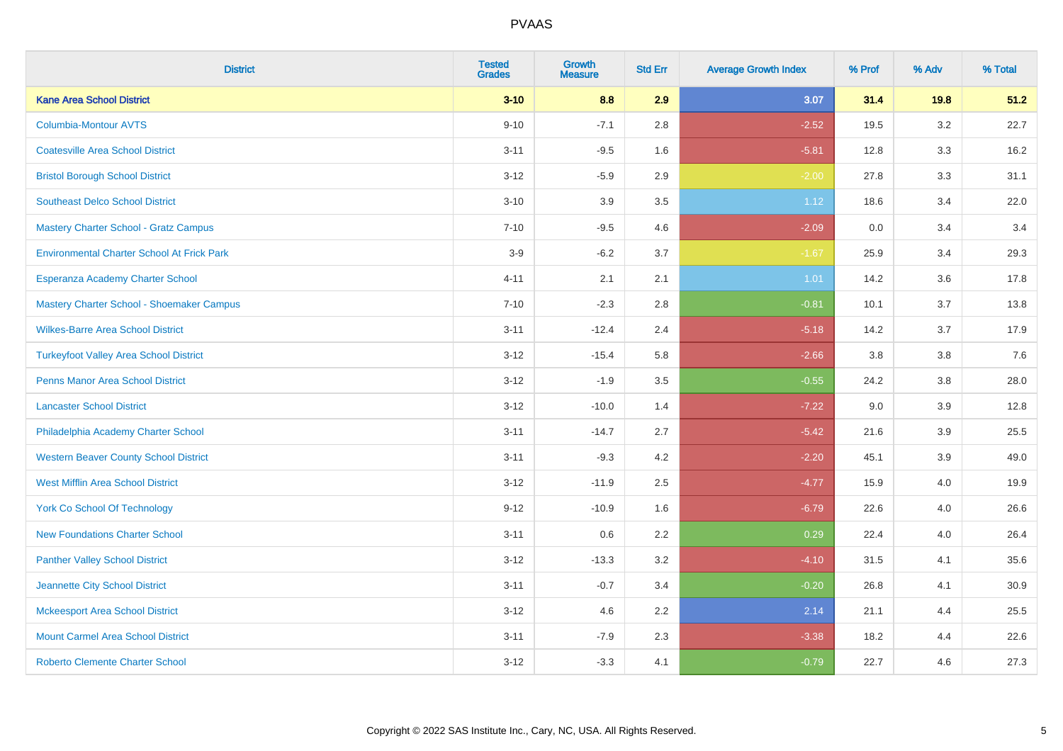PVAAS

| District | Tested Grades | Growth Measure | Std Err | Average Growth Index | % Prof | % Adv | % Total |
|---|---|---|---|---|---|---|---|
| **Kane Area School District** | **3-10** | **8.8** | **2.9** | **3.07** | **31.4** | **19.8** | **51.2** |
| Columbia-Montour AVTS | 9-10 | -7.1 | 2.8 | -2.52 | 19.5 | 3.2 | 22.7 |
| Coatesville Area School District | 3-11 | -9.5 | 1.6 | -5.81 | 12.8 | 3.3 | 16.2 |
| Bristol Borough School District | 3-12 | -5.9 | 2.9 | -2.00 | 27.8 | 3.3 | 31.1 |
| Southeast Delco School District | 3-10 | 3.9 | 3.5 | 1.12 | 18.6 | 3.4 | 22.0 |
| Mastery Charter School - Gratz Campus | 7-10 | -9.5 | 4.6 | -2.09 | 0.0 | 3.4 | 3.4 |
| Environmental Charter School At Frick Park | 3-9 | -6.2 | 3.7 | -1.67 | 25.9 | 3.4 | 29.3 |
| Esperanza Academy Charter School | 4-11 | 2.1 | 2.1 | 1.01 | 14.2 | 3.6 | 17.8 |
| Mastery Charter School - Shoemaker Campus | 7-10 | -2.3 | 2.8 | -0.81 | 10.1 | 3.7 | 13.8 |
| Wilkes-Barre Area School District | 3-11 | -12.4 | 2.4 | -5.18 | 14.2 | 3.7 | 17.9 |
| Turkeyfoot Valley Area School District | 3-12 | -15.4 | 5.8 | -2.66 | 3.8 | 3.8 | 7.6 |
| Penns Manor Area School District | 3-12 | -1.9 | 3.5 | -0.55 | 24.2 | 3.8 | 28.0 |
| Lancaster School District | 3-12 | -10.0 | 1.4 | -7.22 | 9.0 | 3.9 | 12.8 |
| Philadelphia Academy Charter School | 3-11 | -14.7 | 2.7 | -5.42 | 21.6 | 3.9 | 25.5 |
| Western Beaver County School District | 3-11 | -9.3 | 4.2 | -2.20 | 45.1 | 3.9 | 49.0 |
| West Mifflin Area School District | 3-12 | -11.9 | 2.5 | -4.77 | 15.9 | 4.0 | 19.9 |
| York Co School Of Technology | 9-12 | -10.9 | 1.6 | -6.79 | 22.6 | 4.0 | 26.6 |
| New Foundations Charter School | 3-11 | 0.6 | 2.2 | 0.29 | 22.4 | 4.0 | 26.4 |
| Panther Valley School District | 3-12 | -13.3 | 3.2 | -4.10 | 31.5 | 4.1 | 35.6 |
| Jeannette City School District | 3-11 | -0.7 | 3.4 | -0.20 | 26.8 | 4.1 | 30.9 |
| Mckeesport Area School District | 3-12 | 4.6 | 2.2 | 2.14 | 21.1 | 4.4 | 25.5 |
| Mount Carmel Area School District | 3-11 | -7.9 | 2.3 | -3.38 | 18.2 | 4.4 | 22.6 |
| Roberto Clemente Charter School | 3-12 | -3.3 | 4.1 | -0.79 | 22.7 | 4.6 | 27.3 |

Copyright © 2022 SAS Institute Inc., Cary, NC, USA. All Rights Reserved.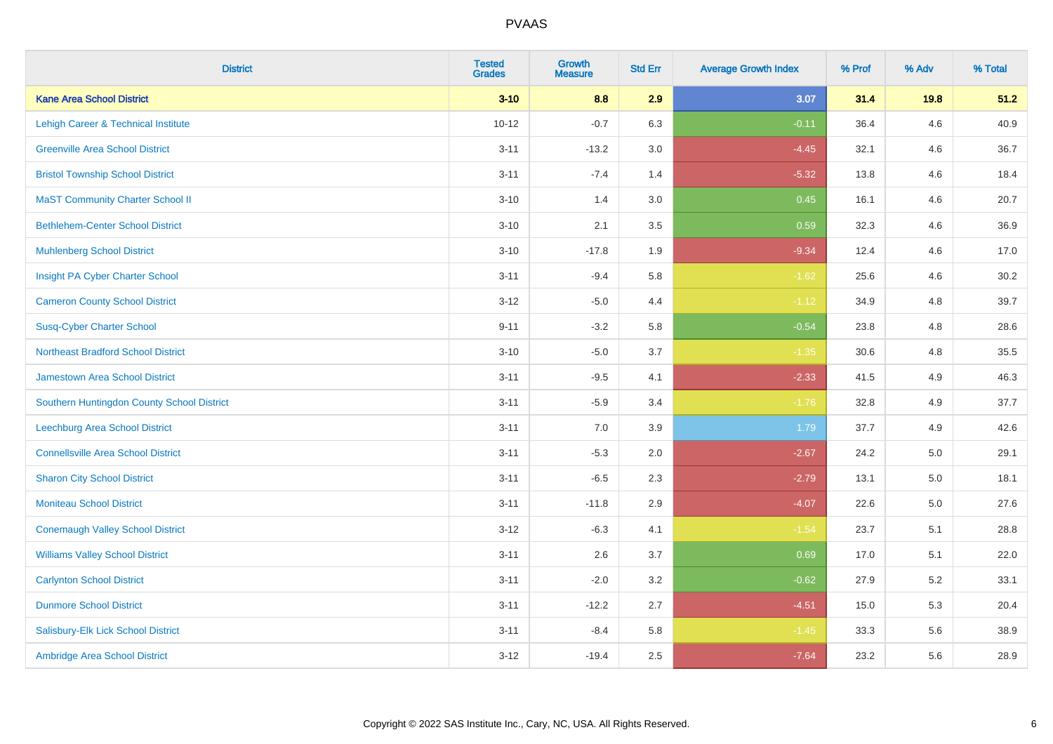# PVAAS

| District | Tested Grades | Growth Measure | Std Err | Average Growth Index | % Prof | % Adv | % Total |
|---|---|---|---|---|---|---|---|
| **Kane Area School District** | **3-10** | **8.8** | **2.9** | **3.07** | **31.4** | **19.8** | **51.2** |
| Lehigh Career & Technical Institute | 10-12 | -0.7 | 6.3 | -0.11 | 36.4 | 4.6 | 40.9 |
| Greenville Area School District | 3-11 | -13.2 | 3.0 | -4.45 | 32.1 | 4.6 | 36.7 |
| Bristol Township School District | 3-11 | -7.4 | 1.4 | -5.32 | 13.8 | 4.6 | 18.4 |
| MaST Community Charter School II | 3-10 | 1.4 | 3.0 | 0.45 | 16.1 | 4.6 | 20.7 |
| Bethlehem-Center School District | 3-10 | 2.1 | 3.5 | 0.59 | 32.3 | 4.6 | 36.9 |
| Muhlenberg School District | 3-10 | -17.8 | 1.9 | -9.34 | 12.4 | 4.6 | 17.0 |
| Insight PA Cyber Charter School | 3-11 | -9.4 | 5.8 | -1.62 | 25.6 | 4.6 | 30.2 |
| Cameron County School District | 3-12 | -5.0 | 4.4 | -1.12 | 34.9 | 4.8 | 39.7 |
| Susq-Cyber Charter School | 9-11 | -3.2 | 5.8 | -0.54 | 23.8 | 4.8 | 28.6 |
| Northeast Bradford School District | 3-10 | -5.0 | 3.7 | -1.35 | 30.6 | 4.8 | 35.5 |
| Jamestown Area School District | 3-11 | -9.5 | 4.1 | -2.33 | 41.5 | 4.9 | 46.3 |
| Southern Huntingdon County School District | 3-11 | -5.9 | 3.4 | -1.76 | 32.8 | 4.9 | 37.7 |
| Leechburg Area School District | 3-11 | 7.0 | 3.9 | 1.79 | 37.7 | 4.9 | 42.6 |
| Connellsville Area School District | 3-11 | -5.3 | 2.0 | -2.67 | 24.2 | 5.0 | 29.1 |
| Sharon City School District | 3-11 | -6.5 | 2.3 | -2.79 | 13.1 | 5.0 | 18.1 |
| Moniteau School District | 3-11 | -11.8 | 2.9 | -4.07 | 22.6 | 5.0 | 27.6 |
| Conemaugh Valley School District | 3-12 | -6.3 | 4.1 | -1.54 | 23.7 | 5.1 | 28.8 |
| Williams Valley School District | 3-11 | 2.6 | 3.7 | 0.69 | 17.0 | 5.1 | 22.0 |
| Carlynton School District | 3-11 | -2.0 | 3.2 | -0.62 | 27.9 | 5.2 | 33.1 |
| Dunmore School District | 3-11 | -12.2 | 2.7 | -4.51 | 15.0 | 5.3 | 20.4 |
| Salisbury-Elk Lick School District | 3-11 | -8.4 | 5.8 | -1.45 | 33.3 | 5.6 | 38.9 |
| Ambridge Area School District | 3-12 | -19.4 | 2.5 | -7.64 | 23.2 | 5.6 | 28.9 |

Copyright © 2022 SAS Institute Inc., Cary, NC, USA. All Rights Reserved.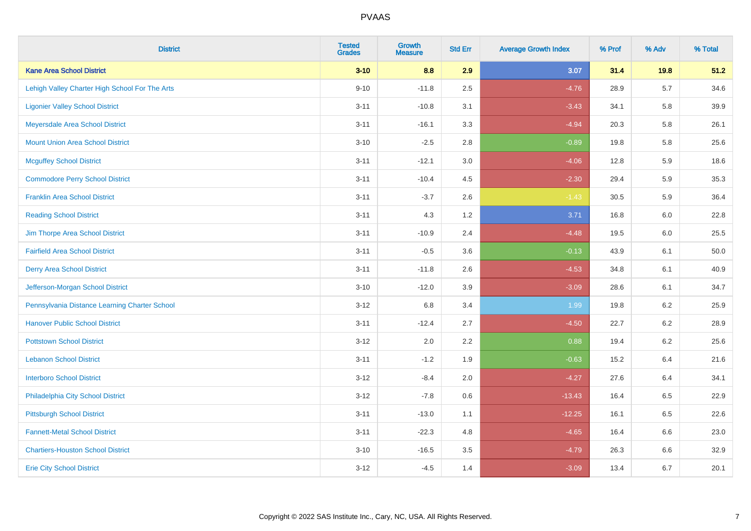| District | Tested Grades | Growth Measure | Std Err | Average Growth Index | % Prof | % Adv | % Total |
|---|---|---|---|---|---|---|---|
| **Kane Area School District** | **3-10** | **8.8** | **2.9** | **3.07** | **31.4** | **19.8** | **51.2** |
| Lehigh Valley Charter High School For The Arts | 9-10 | -11.8 | 2.5 | -4.76 | 28.9 | 5.7 | 34.6 |
| Ligonier Valley School District | 3-11 | -10.8 | 3.1 | -3.43 | 34.1 | 5.8 | 39.9 |
| Meyersdale Area School District | 3-11 | -16.1 | 3.3 | -4.94 | 20.3 | 5.8 | 26.1 |
| Mount Union Area School District | 3-10 | -2.5 | 2.8 | -0.89 | 19.8 | 5.8 | 25.6 |
| Mcguffey School District | 3-11 | -12.1 | 3.0 | -4.06 | 12.8 | 5.9 | 18.6 |
| Commodore Perry School District | 3-11 | -10.4 | 4.5 | -2.30 | 29.4 | 5.9 | 35.3 |
| Franklin Area School District | 3-11 | -3.7 | 2.6 | -1.43 | 30.5 | 5.9 | 36.4 |
| Reading School District | 3-11 | 4.3 | 1.2 | 3.71 | 16.8 | 6.0 | 22.8 |
| Jim Thorpe Area School District | 3-11 | -10.9 | 2.4 | -4.48 | 19.5 | 6.0 | 25.5 |
| Fairfield Area School District | 3-11 | -0.5 | 3.6 | -0.13 | 43.9 | 6.1 | 50.0 |
| Derry Area School District | 3-11 | -11.8 | 2.6 | -4.53 | 34.8 | 6.1 | 40.9 |
| Jefferson-Morgan School District | 3-10 | -12.0 | 3.9 | -3.09 | 28.6 | 6.1 | 34.7 |
| Pennsylvania Distance Learning Charter School | 3-12 | 6.8 | 3.4 | 1.99 | 19.8 | 6.2 | 25.9 |
| Hanover Public School District | 3-11 | -12.4 | 2.7 | -4.50 | 22.7 | 6.2 | 28.9 |
| Pottstown School District | 3-12 | 2.0 | 2.2 | 0.88 | 19.4 | 6.2 | 25.6 |
| Lebanon School District | 3-11 | -1.2 | 1.9 | -0.63 | 15.2 | 6.4 | 21.6 |
| Interboro School District | 3-12 | -8.4 | 2.0 | -4.27 | 27.6 | 6.4 | 34.1 |
| Philadelphia City School District | 3-12 | -7.8 | 0.6 | -13.43 | 16.4 | 6.5 | 22.9 |
| Pittsburgh School District | 3-11 | -13.0 | 1.1 | -12.25 | 16.1 | 6.5 | 22.6 |
| Fannett-Metal School District | 3-11 | -22.3 | 4.8 | -4.65 | 16.4 | 6.6 | 23.0 |
| Chartiers-Houston School District | 3-10 | -16.5 | 3.5 | -4.79 | 26.3 | 6.6 | 32.9 |
| Erie City School District | 3-12 | -4.5 | 1.4 | -3.09 | 13.4 | 6.7 | 20.1 |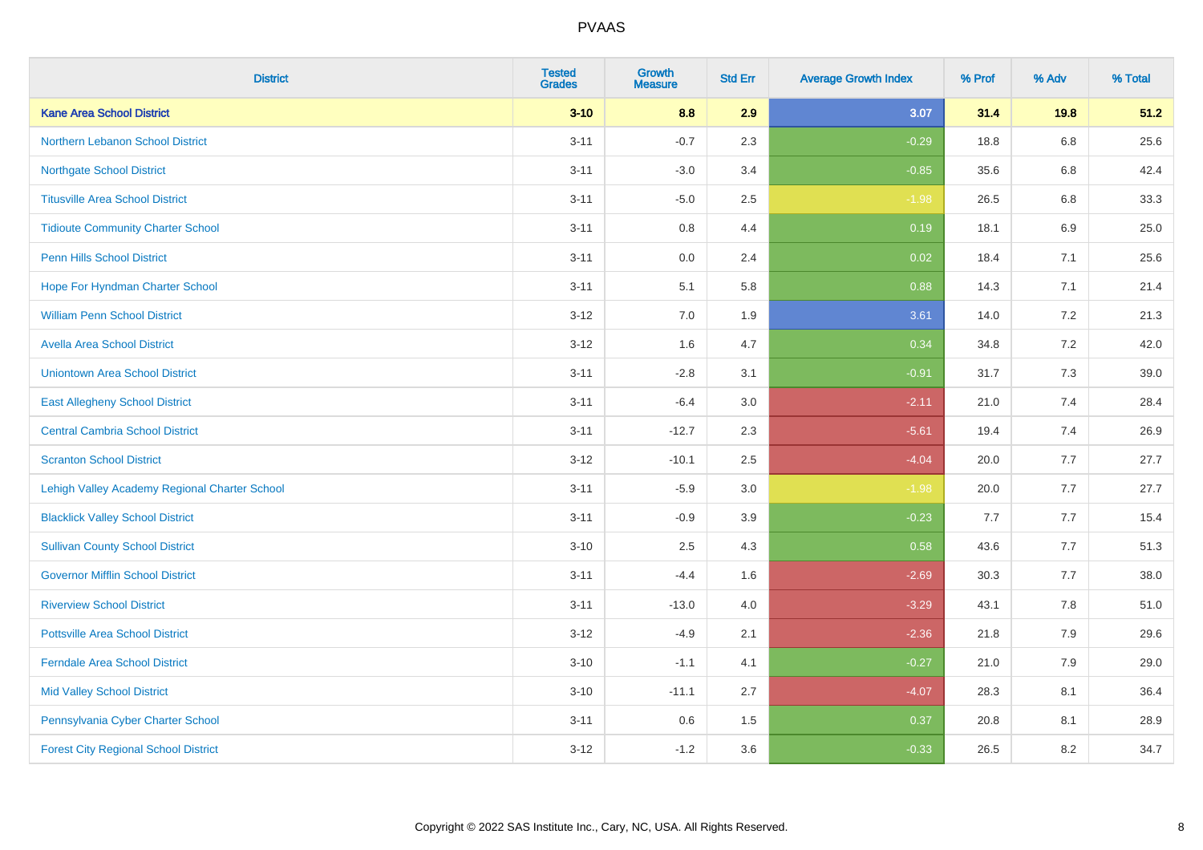PVAAS

| District | Tested Grades | Growth Measure | Std Err | Average Growth Index | % Prof | % Adv | % Total |
|---|---|---|---|---|---|---|---|
| **Kane Area School District** | **3-10** | **8.8** | **2.9** | **3.07** | **31.4** | **19.8** | **51.2** |
| Northern Lebanon School District | 3-11 | -0.7 | 2.3 | -0.29 | 18.8 | 6.8 | 25.6 |
| Northgate School District | 3-11 | -3.0 | 3.4 | -0.85 | 35.6 | 6.8 | 42.4 |
| Titusville Area School District | 3-11 | -5.0 | 2.5 | -1.98 | 26.5 | 6.8 | 33.3 |
| Tidioute Community Charter School | 3-11 | 0.8 | 4.4 | 0.19 | 18.1 | 6.9 | 25.0 |
| Penn Hills School District | 3-11 | 0.0 | 2.4 | 0.02 | 18.4 | 7.1 | 25.6 |
| Hope For Hyndman Charter School | 3-11 | 5.1 | 5.8 | 0.88 | 14.3 | 7.1 | 21.4 |
| William Penn School District | 3-12 | 7.0 | 1.9 | 3.61 | 14.0 | 7.2 | 21.3 |
| Avella Area School District | 3-12 | 1.6 | 4.7 | 0.34 | 34.8 | 7.2 | 42.0 |
| Uniontown Area School District | 3-11 | -2.8 | 3.1 | -0.91 | 31.7 | 7.3 | 39.0 |
| East Allegheny School District | 3-11 | -6.4 | 3.0 | -2.11 | 21.0 | 7.4 | 28.4 |
| Central Cambria School District | 3-11 | -12.7 | 2.3 | -5.61 | 19.4 | 7.4 | 26.9 |
| Scranton School District | 3-12 | -10.1 | 2.5 | -4.04 | 20.0 | 7.7 | 27.7 |
| Lehigh Valley Academy Regional Charter School | 3-11 | -5.9 | 3.0 | -1.98 | 20.0 | 7.7 | 27.7 |
| Blacklick Valley School District | 3-11 | -0.9 | 3.9 | -0.23 | 7.7 | 7.7 | 15.4 |
| Sullivan County School District | 3-10 | 2.5 | 4.3 | 0.58 | 43.6 | 7.7 | 51.3 |
| Governor Mifflin School District | 3-11 | -4.4 | 1.6 | -2.69 | 30.3 | 7.7 | 38.0 |
| Riverview School District | 3-11 | -13.0 | 4.0 | -3.29 | 43.1 | 7.8 | 51.0 |
| Pottsville Area School District | 3-12 | -4.9 | 2.1 | -2.36 | 21.8 | 7.9 | 29.6 |
| Ferndale Area School District | 3-10 | -1.1 | 4.1 | -0.27 | 21.0 | 7.9 | 29.0 |
| Mid Valley School District | 3-10 | -11.1 | 2.7 | -4.07 | 28.3 | 8.1 | 36.4 |
| Pennsylvania Cyber Charter School | 3-11 | 0.6 | 1.5 | 0.37 | 20.8 | 8.1 | 28.9 |
| Forest City Regional School District | 3-12 | -1.2 | 3.6 | -0.33 | 26.5 | 8.2 | 34.7 |

Copyright © 2022 SAS Institute Inc., Cary, NC, USA. All Rights Reserved.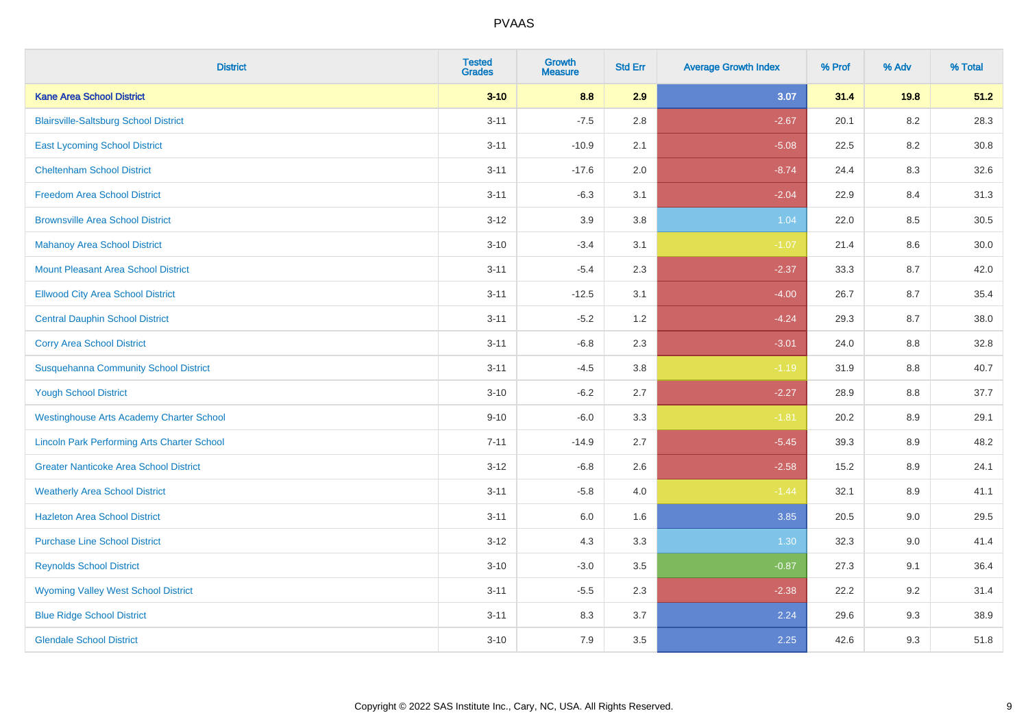PVAAS

| District | Tested Grades | Growth Measure | Std Err | Average Growth Index | % Prof | % Adv | % Total |
|---|---|---|---|---|---|---|---|
| **Kane Area School District** | **3-10** | **8.8** | **2.9** | **3.07** | **31.4** | **19.8** | **51.2** |
| Blairsville-Saltsburg School District | 3-11 | -7.5 | 2.8 | -2.67 | 20.1 | 8.2 | 28.3 |
| East Lycoming School District | 3-11 | -10.9 | 2.1 | -5.08 | 22.5 | 8.2 | 30.8 |
| Cheltenham School District | 3-11 | -17.6 | 2.0 | -8.74 | 24.4 | 8.3 | 32.6 |
| Freedom Area School District | 3-11 | -6.3 | 3.1 | -2.04 | 22.9 | 8.4 | 31.3 |
| Brownsville Area School District | 3-12 | 3.9 | 3.8 | 1.04 | 22.0 | 8.5 | 30.5 |
| Mahanoy Area School District | 3-10 | -3.4 | 3.1 | -1.07 | 21.4 | 8.6 | 30.0 |
| Mount Pleasant Area School District | 3-11 | -5.4 | 2.3 | -2.37 | 33.3 | 8.7 | 42.0 |
| Ellwood City Area School District | 3-11 | -12.5 | 3.1 | -4.00 | 26.7 | 8.7 | 35.4 |
| Central Dauphin School District | 3-11 | -5.2 | 1.2 | -4.24 | 29.3 | 8.7 | 38.0 |
| Corry Area School District | 3-11 | -6.8 | 2.3 | -3.01 | 24.0 | 8.8 | 32.8 |
| Susquehanna Community School District | 3-11 | -4.5 | 3.8 | -1.19 | 31.9 | 8.8 | 40.7 |
| Yough School District | 3-10 | -6.2 | 2.7 | -2.27 | 28.9 | 8.8 | 37.7 |
| Westinghouse Arts Academy Charter School | 9-10 | -6.0 | 3.3 | -1.81 | 20.2 | 8.9 | 29.1 |
| Lincoln Park Performing Arts Charter School | 7-11 | -14.9 | 2.7 | -5.45 | 39.3 | 8.9 | 48.2 |
| Greater Nanticoke Area School District | 3-12 | -6.8 | 2.6 | -2.58 | 15.2 | 8.9 | 24.1 |
| Weatherly Area School District | 3-11 | -5.8 | 4.0 | -1.44 | 32.1 | 8.9 | 41.1 |
| Hazleton Area School District | 3-11 | 6.0 | 1.6 | 3.85 | 20.5 | 9.0 | 29.5 |
| Purchase Line School District | 3-12 | 4.3 | 3.3 | 1.30 | 32.3 | 9.0 | 41.4 |
| Reynolds School District | 3-10 | -3.0 | 3.5 | -0.87 | 27.3 | 9.1 | 36.4 |
| Wyoming Valley West School District | 3-11 | -5.5 | 2.3 | -2.38 | 22.2 | 9.2 | 31.4 |
| Blue Ridge School District | 3-11 | 8.3 | 3.7 | 2.24 | 29.6 | 9.3 | 38.9 |
| Glendale School District | 3-10 | 7.9 | 3.5 | 2.25 | 42.6 | 9.3 | 51.8 |

Copyright © 2022 SAS Institute Inc., Cary, NC, USA. All Rights Reserved.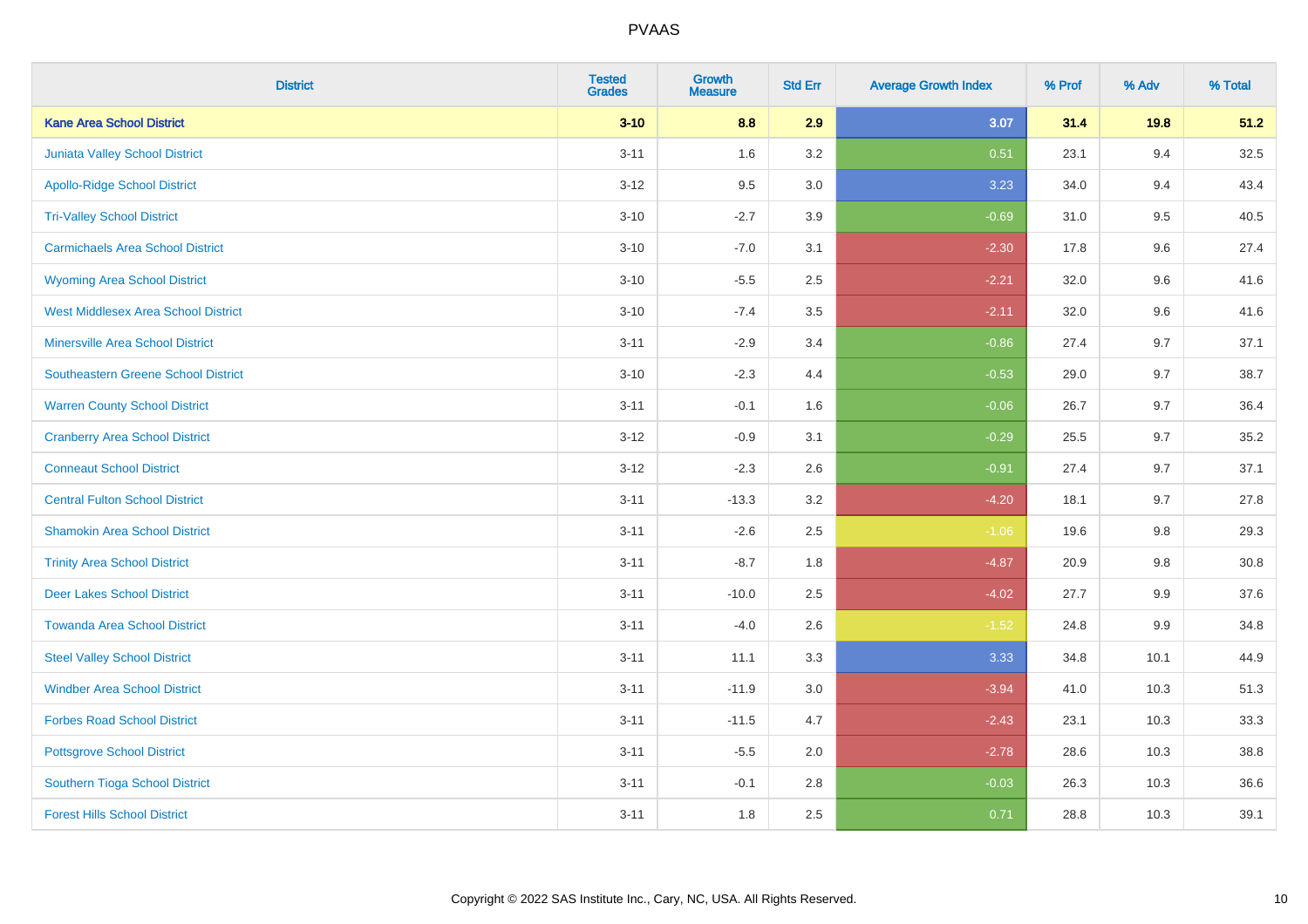# PVAAS

| District | Tested Grades | Growth Measure | Std Err | Average Growth Index | % Prof | % Adv | % Total |
|---|---|---|---|---|---|---|---|
| **Kane Area School District** | **3-10** | **8.8** | **2.9** | **3.07** | **31.4** | **19.8** | **51.2** |
| Juniata Valley School District | 3-11 | 1.6 | 3.2 | 0.51 | 23.1 | 9.4 | 32.5 |
| Apollo-Ridge School District | 3-12 | 9.5 | 3.0 | 3.23 | 34.0 | 9.4 | 43.4 |
| Tri-Valley School District | 3-10 | -2.7 | 3.9 | -0.69 | 31.0 | 9.5 | 40.5 |
| Carmichaels Area School District | 3-10 | -7.0 | 3.1 | -2.30 | 17.8 | 9.6 | 27.4 |
| Wyoming Area School District | 3-10 | -5.5 | 2.5 | -2.21 | 32.0 | 9.6 | 41.6 |
| West Middlesex Area School District | 3-10 | -7.4 | 3.5 | -2.11 | 32.0 | 9.6 | 41.6 |
| Minersville Area School District | 3-11 | -2.9 | 3.4 | -0.86 | 27.4 | 9.7 | 37.1 |
| Southeastern Greene School District | 3-10 | -2.3 | 4.4 | -0.53 | 29.0 | 9.7 | 38.7 |
| Warren County School District | 3-11 | -0.1 | 1.6 | -0.06 | 26.7 | 9.7 | 36.4 |
| Cranberry Area School District | 3-12 | -0.9 | 3.1 | -0.29 | 25.5 | 9.7 | 35.2 |
| Conneaut School District | 3-12 | -2.3 | 2.6 | -0.91 | 27.4 | 9.7 | 37.1 |
| Central Fulton School District | 3-11 | -13.3 | 3.2 | -4.20 | 18.1 | 9.7 | 27.8 |
| Shamokin Area School District | 3-11 | -2.6 | 2.5 | -1.06 | 19.6 | 9.8 | 29.3 |
| Trinity Area School District | 3-11 | -8.7 | 1.8 | -4.87 | 20.9 | 9.8 | 30.8 |
| Deer Lakes School District | 3-11 | -10.0 | 2.5 | -4.02 | 27.7 | 9.9 | 37.6 |
| Towanda Area School District | 3-11 | -4.0 | 2.6 | -1.52 | 24.8 | 9.9 | 34.8 |
| Steel Valley School District | 3-11 | 11.1 | 3.3 | 3.33 | 34.8 | 10.1 | 44.9 |
| Windber Area School District | 3-11 | -11.9 | 3.0 | -3.94 | 41.0 | 10.3 | 51.3 |
| Forbes Road School District | 3-11 | -11.5 | 4.7 | -2.43 | 23.1 | 10.3 | 33.3 |
| Pottsgrove School District | 3-11 | -5.5 | 2.0 | -2.78 | 28.6 | 10.3 | 38.8 |
| Southern Tioga School District | 3-11 | -0.1 | 2.8 | -0.03 | 26.3 | 10.3 | 36.6 |
| Forest Hills School District | 3-11 | 1.8 | 2.5 | 0.71 | 28.8 | 10.3 | 39.1 |

Copyright © 2022 SAS Institute Inc., Cary, NC, USA. All Rights Reserved.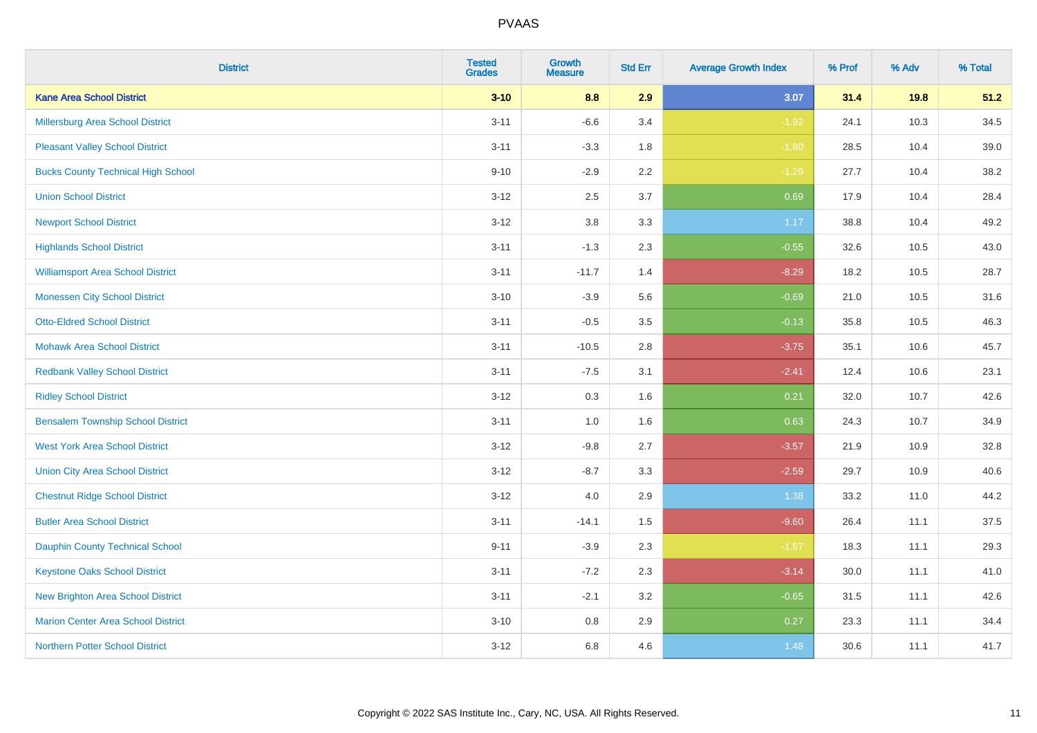PVAAS

| District | Tested Grades | Growth Measure | Std Err | Average Growth Index | % Prof | % Adv | % Total |
|---|---|---|---|---|---|---|---|
| **Kane Area School District** | **3-10** | **8.8** | **2.9** | **3.07** | **31.4** | **19.8** | **51.2** |
| Millersburg Area School District | 3-11 | -6.6 | 3.4 | -1.92 | 24.1 | 10.3 | 34.5 |
| Pleasant Valley School District | 3-11 | -3.3 | 1.8 | -1.80 | 28.5 | 10.4 | 39.0 |
| Bucks County Technical High School | 9-10 | -2.9 | 2.2 | -1.29 | 27.7 | 10.4 | 38.2 |
| Union School District | 3-12 | 2.5 | 3.7 | 0.69 | 17.9 | 10.4 | 28.4 |
| Newport School District | 3-12 | 3.8 | 3.3 | 1.17 | 38.8 | 10.4 | 49.2 |
| Highlands School District | 3-11 | -1.3 | 2.3 | -0.55 | 32.6 | 10.5 | 43.0 |
| Williamsport Area School District | 3-11 | -11.7 | 1.4 | -8.29 | 18.2 | 10.5 | 28.7 |
| Monessen City School District | 3-10 | -3.9 | 5.6 | -0.69 | 21.0 | 10.5 | 31.6 |
| Otto-Eldred School District | 3-11 | -0.5 | 3.5 | -0.13 | 35.8 | 10.5 | 46.3 |
| Mohawk Area School District | 3-11 | -10.5 | 2.8 | -3.75 | 35.1 | 10.6 | 45.7 |
| Redbank Valley School District | 3-11 | -7.5 | 3.1 | -2.41 | 12.4 | 10.6 | 23.1 |
| Ridley School District | 3-12 | 0.3 | 1.6 | 0.21 | 32.0 | 10.7 | 42.6 |
| Bensalem Township School District | 3-11 | 1.0 | 1.6 | 0.63 | 24.3 | 10.7 | 34.9 |
| West York Area School District | 3-12 | -9.8 | 2.7 | -3.57 | 21.9 | 10.9 | 32.8 |
| Union City Area School District | 3-12 | -8.7 | 3.3 | -2.59 | 29.7 | 10.9 | 40.6 |
| Chestnut Ridge School District | 3-12 | 4.0 | 2.9 | 1.38 | 33.2 | 11.0 | 44.2 |
| Butler Area School District | 3-11 | -14.1 | 1.5 | -9.60 | 26.4 | 11.1 | 37.5 |
| Dauphin County Technical School | 9-11 | -3.9 | 2.3 | -1.67 | 18.3 | 11.1 | 29.3 |
| Keystone Oaks School District | 3-11 | -7.2 | 2.3 | -3.14 | 30.0 | 11.1 | 41.0 |
| New Brighton Area School District | 3-11 | -2.1 | 3.2 | -0.65 | 31.5 | 11.1 | 42.6 |
| Marion Center Area School District | 3-10 | 0.8 | 2.9 | 0.27 | 23.3 | 11.1 | 34.4 |
| Northern Potter School District | 3-12 | 6.8 | 4.6 | 1.48 | 30.6 | 11.1 | 41.7 |

Copyright © 2022 SAS Institute Inc., Cary, NC, USA. All Rights Reserved.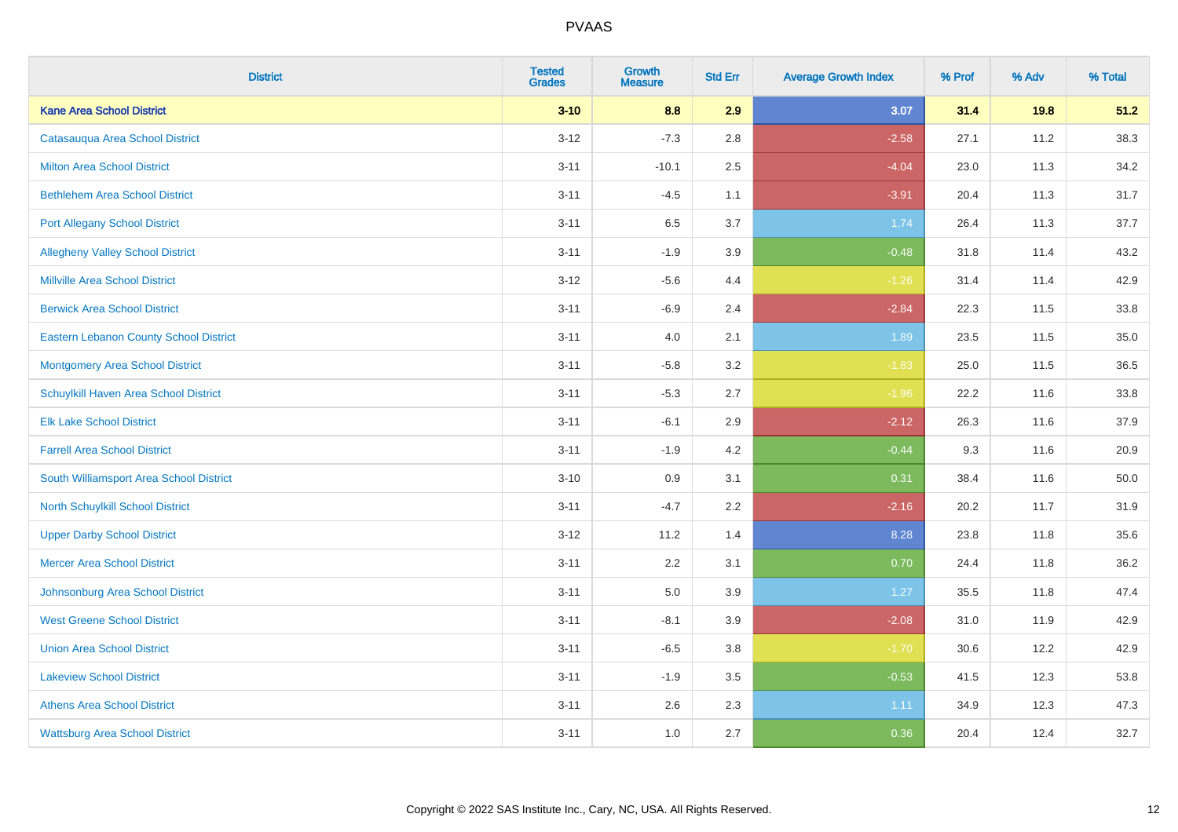PVAAS

| District | Tested Grades | Growth Measure | Std Err | Average Growth Index | % Prof | % Adv | % Total |
|---|---|---|---|---|---|---|---|
| **Kane Area School District** | **3-10** | **8.8** | **2.9** | **3.07** | **31.4** | **19.8** | **51.2** |
| Catasauqua Area School District | 3-12 | -7.3 | 2.8 | -2.58 | 27.1 | 11.2 | 38.3 |
| Milton Area School District | 3-11 | -10.1 | 2.5 | -4.04 | 23.0 | 11.3 | 34.2 |
| Bethlehem Area School District | 3-11 | -4.5 | 1.1 | -3.91 | 20.4 | 11.3 | 31.7 |
| Port Allegany School District | 3-11 | 6.5 | 3.7 | 1.74 | 26.4 | 11.3 | 37.7 |
| Allegheny Valley School District | 3-11 | -1.9 | 3.9 | -0.48 | 31.8 | 11.4 | 43.2 |
| Millville Area School District | 3-12 | -5.6 | 4.4 | -1.26 | 31.4 | 11.4 | 42.9 |
| Berwick Area School District | 3-11 | -6.9 | 2.4 | -2.84 | 22.3 | 11.5 | 33.8 |
| Eastern Lebanon County School District | 3-11 | 4.0 | 2.1 | 1.89 | 23.5 | 11.5 | 35.0 |
| Montgomery Area School District | 3-11 | -5.8 | 3.2 | -1.83 | 25.0 | 11.5 | 36.5 |
| Schuylkill Haven Area School District | 3-11 | -5.3 | 2.7 | -1.96 | 22.2 | 11.6 | 33.8 |
| Elk Lake School District | 3-11 | -6.1 | 2.9 | -2.12 | 26.3 | 11.6 | 37.9 |
| Farrell Area School District | 3-11 | -1.9 | 4.2 | -0.44 | 9.3 | 11.6 | 20.9 |
| South Williamsport Area School District | 3-10 | 0.9 | 3.1 | 0.31 | 38.4 | 11.6 | 50.0 |
| North Schuylkill School District | 3-11 | -4.7 | 2.2 | -2.16 | 20.2 | 11.7 | 31.9 |
| Upper Darby School District | 3-12 | 11.2 | 1.4 | 8.28 | 23.8 | 11.8 | 35.6 |
| Mercer Area School District | 3-11 | 2.2 | 3.1 | 0.70 | 24.4 | 11.8 | 36.2 |
| Johnsonburg Area School District | 3-11 | 5.0 | 3.9 | 1.27 | 35.5 | 11.8 | 47.4 |
| West Greene School District | 3-11 | -8.1 | 3.9 | -2.08 | 31.0 | 11.9 | 42.9 |
| Union Area School District | 3-11 | -6.5 | 3.8 | -1.70 | 30.6 | 12.2 | 42.9 |
| Lakeview School District | 3-11 | -1.9 | 3.5 | -0.53 | 41.5 | 12.3 | 53.8 |
| Athens Area School District | 3-11 | 2.6 | 2.3 | 1.11 | 34.9 | 12.3 | 47.3 |
| Wattsburg Area School District | 3-11 | 1.0 | 2.7 | 0.36 | 20.4 | 12.4 | 32.7 |

Copyright © 2022 SAS Institute Inc., Cary, NC, USA. All Rights Reserved.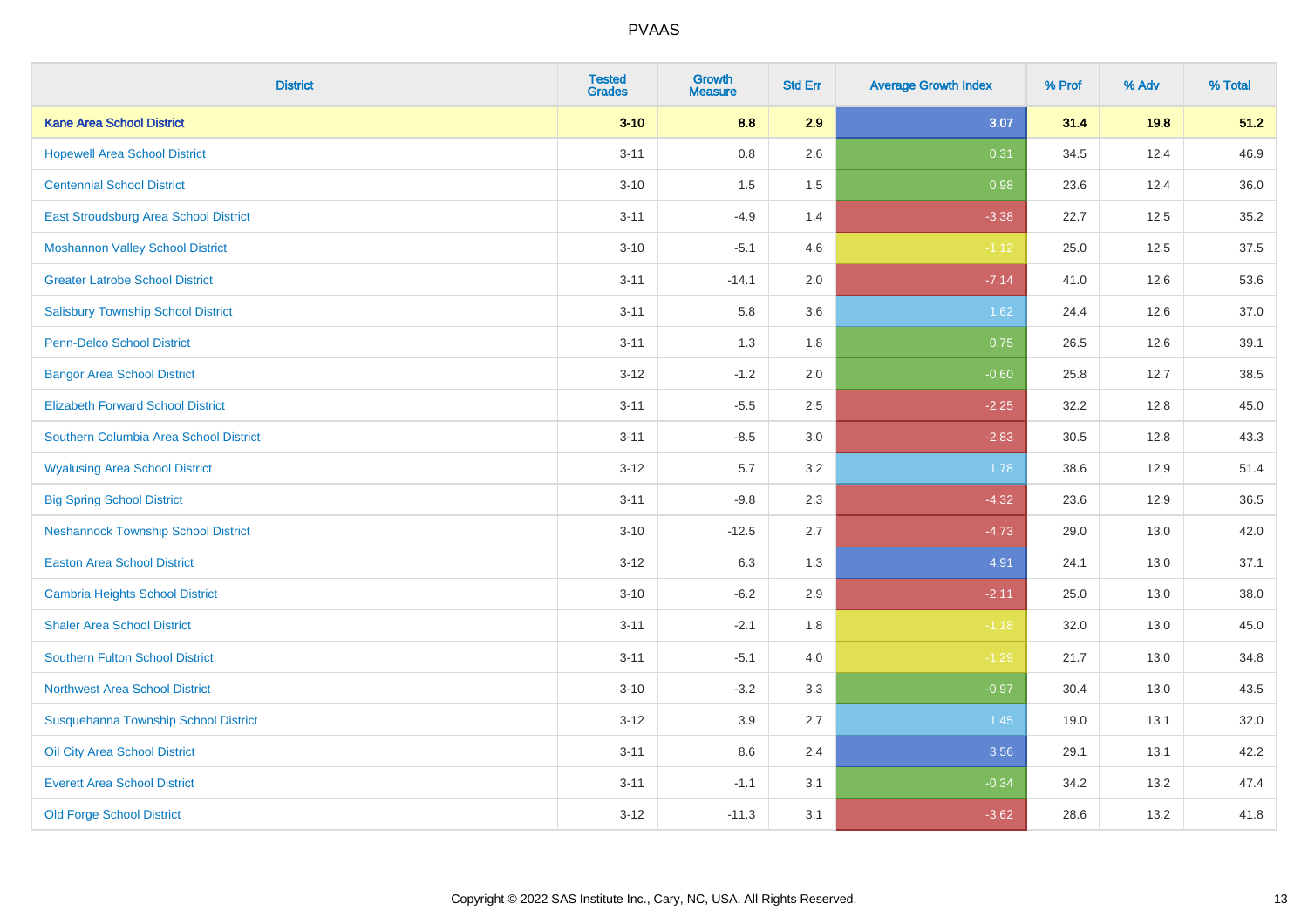# PVAAS

| District | Tested Grades | Growth Measure | Std Err | Average Growth Index | % Prof | % Adv | % Total |
|---|---|---|---|---|---|---|---|
| **Kane Area School District** | **3-10** | **8.8** | **2.9** | **3.07** | **31.4** | **19.8** | **51.2** |
| Hopewell Area School District | 3-11 | 0.8 | 2.6 | 0.31 | 34.5 | 12.4 | 46.9 |
| Centennial School District | 3-10 | 1.5 | 1.5 | 0.98 | 23.6 | 12.4 | 36.0 |
| East Stroudsburg Area School District | 3-11 | -4.9 | 1.4 | -3.38 | 22.7 | 12.5 | 35.2 |
| Moshannon Valley School District | 3-10 | -5.1 | 4.6 | -1.12 | 25.0 | 12.5 | 37.5 |
| Greater Latrobe School District | 3-11 | -14.1 | 2.0 | -7.14 | 41.0 | 12.6 | 53.6 |
| Salisbury Township School District | 3-11 | 5.8 | 3.6 | 1.62 | 24.4 | 12.6 | 37.0 |
| Penn-Delco School District | 3-11 | 1.3 | 1.8 | 0.75 | 26.5 | 12.6 | 39.1 |
| Bangor Area School District | 3-12 | -1.2 | 2.0 | -0.60 | 25.8 | 12.7 | 38.5 |
| Elizabeth Forward School District | 3-11 | -5.5 | 2.5 | -2.25 | 32.2 | 12.8 | 45.0 |
| Southern Columbia Area School District | 3-11 | -8.5 | 3.0 | -2.83 | 30.5 | 12.8 | 43.3 |
| Wyalusing Area School District | 3-12 | 5.7 | 3.2 | 1.78 | 38.6 | 12.9 | 51.4 |
| Big Spring School District | 3-11 | -9.8 | 2.3 | -4.32 | 23.6 | 12.9 | 36.5 |
| Neshannock Township School District | 3-10 | -12.5 | 2.7 | -4.73 | 29.0 | 13.0 | 42.0 |
| Easton Area School District | 3-12 | 6.3 | 1.3 | 4.91 | 24.1 | 13.0 | 37.1 |
| Cambria Heights School District | 3-10 | -6.2 | 2.9 | -2.11 | 25.0 | 13.0 | 38.0 |
| Shaler Area School District | 3-11 | -2.1 | 1.8 | -1.18 | 32.0 | 13.0 | 45.0 |
| Southern Fulton School District | 3-11 | -5.1 | 4.0 | -1.29 | 21.7 | 13.0 | 34.8 |
| Northwest Area School District | 3-10 | -3.2 | 3.3 | -0.97 | 30.4 | 13.0 | 43.5 |
| Susquehanna Township School District | 3-12 | 3.9 | 2.7 | 1.45 | 19.0 | 13.1 | 32.0 |
| Oil City Area School District | 3-11 | 8.6 | 2.4 | 3.56 | 29.1 | 13.1 | 42.2 |
| Everett Area School District | 3-11 | -1.1 | 3.1 | -0.34 | 34.2 | 13.2 | 47.4 |
| Old Forge School District | 3-12 | -11.3 | 3.1 | -3.62 | 28.6 | 13.2 | 41.8 |

Copyright © 2022 SAS Institute Inc., Cary, NC, USA. All Rights Reserved.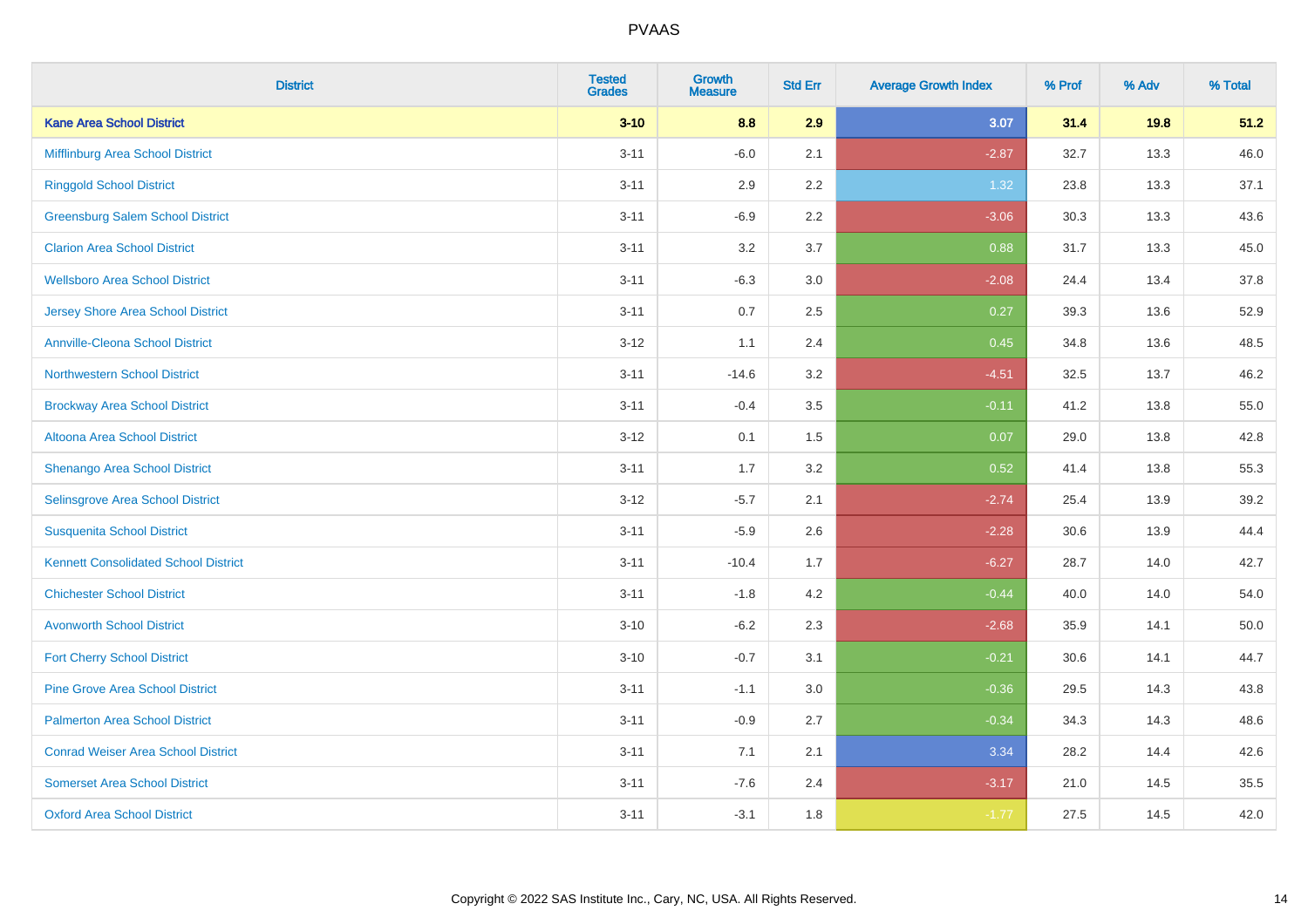# PVAAS

| District | Tested Grades | Growth Measure | Std Err | Average Growth Index | % Prof | % Adv | % Total |
|---|---|---|---|---|---|---|---|
| **Kane Area School District** | **3-10** | **8.8** | **2.9** | **3.07** | **31.4** | **19.8** | **51.2** |
| Mifflinburg Area School District | 3-11 | -6.0 | 2.1 | -2.87 | 32.7 | 13.3 | 46.0 |
| Ringgold School District | 3-11 | 2.9 | 2.2 | 1.32 | 23.8 | 13.3 | 37.1 |
| Greensburg Salem School District | 3-11 | -6.9 | 2.2 | -3.06 | 30.3 | 13.3 | 43.6 |
| Clarion Area School District | 3-11 | 3.2 | 3.7 | 0.88 | 31.7 | 13.3 | 45.0 |
| Wellsboro Area School District | 3-11 | -6.3 | 3.0 | -2.08 | 24.4 | 13.4 | 37.8 |
| Jersey Shore Area School District | 3-11 | 0.7 | 2.5 | 0.27 | 39.3 | 13.6 | 52.9 |
| Annville-Cleona School District | 3-12 | 1.1 | 2.4 | 0.45 | 34.8 | 13.6 | 48.5 |
| Northwestern School District | 3-11 | -14.6 | 3.2 | -4.51 | 32.5 | 13.7 | 46.2 |
| Brockway Area School District | 3-11 | -0.4 | 3.5 | -0.11 | 41.2 | 13.8 | 55.0 |
| Altoona Area School District | 3-12 | 0.1 | 1.5 | 0.07 | 29.0 | 13.8 | 42.8 |
| Shenango Area School District | 3-11 | 1.7 | 3.2 | 0.52 | 41.4 | 13.8 | 55.3 |
| Selinsgrove Area School District | 3-12 | -5.7 | 2.1 | -2.74 | 25.4 | 13.9 | 39.2 |
| Susquenita School District | 3-11 | -5.9 | 2.6 | -2.28 | 30.6 | 13.9 | 44.4 |
| Kennett Consolidated School District | 3-11 | -10.4 | 1.7 | -6.27 | 28.7 | 14.0 | 42.7 |
| Chichester School District | 3-11 | -1.8 | 4.2 | -0.44 | 40.0 | 14.0 | 54.0 |
| Avonworth School District | 3-10 | -6.2 | 2.3 | -2.68 | 35.9 | 14.1 | 50.0 |
| Fort Cherry School District | 3-10 | -0.7 | 3.1 | -0.21 | 30.6 | 14.1 | 44.7 |
| Pine Grove Area School District | 3-11 | -1.1 | 3.0 | -0.36 | 29.5 | 14.3 | 43.8 |
| Palmerton Area School District | 3-11 | -0.9 | 2.7 | -0.34 | 34.3 | 14.3 | 48.6 |
| Conrad Weiser Area School District | 3-11 | 7.1 | 2.1 | 3.34 | 28.2 | 14.4 | 42.6 |
| Somerset Area School District | 3-11 | -7.6 | 2.4 | -3.17 | 21.0 | 14.5 | 35.5 |
| Oxford Area School District | 3-11 | -3.1 | 1.8 | -1.77 | 27.5 | 14.5 | 42.0 |

Copyright © 2022 SAS Institute Inc., Cary, NC, USA. All Rights Reserved.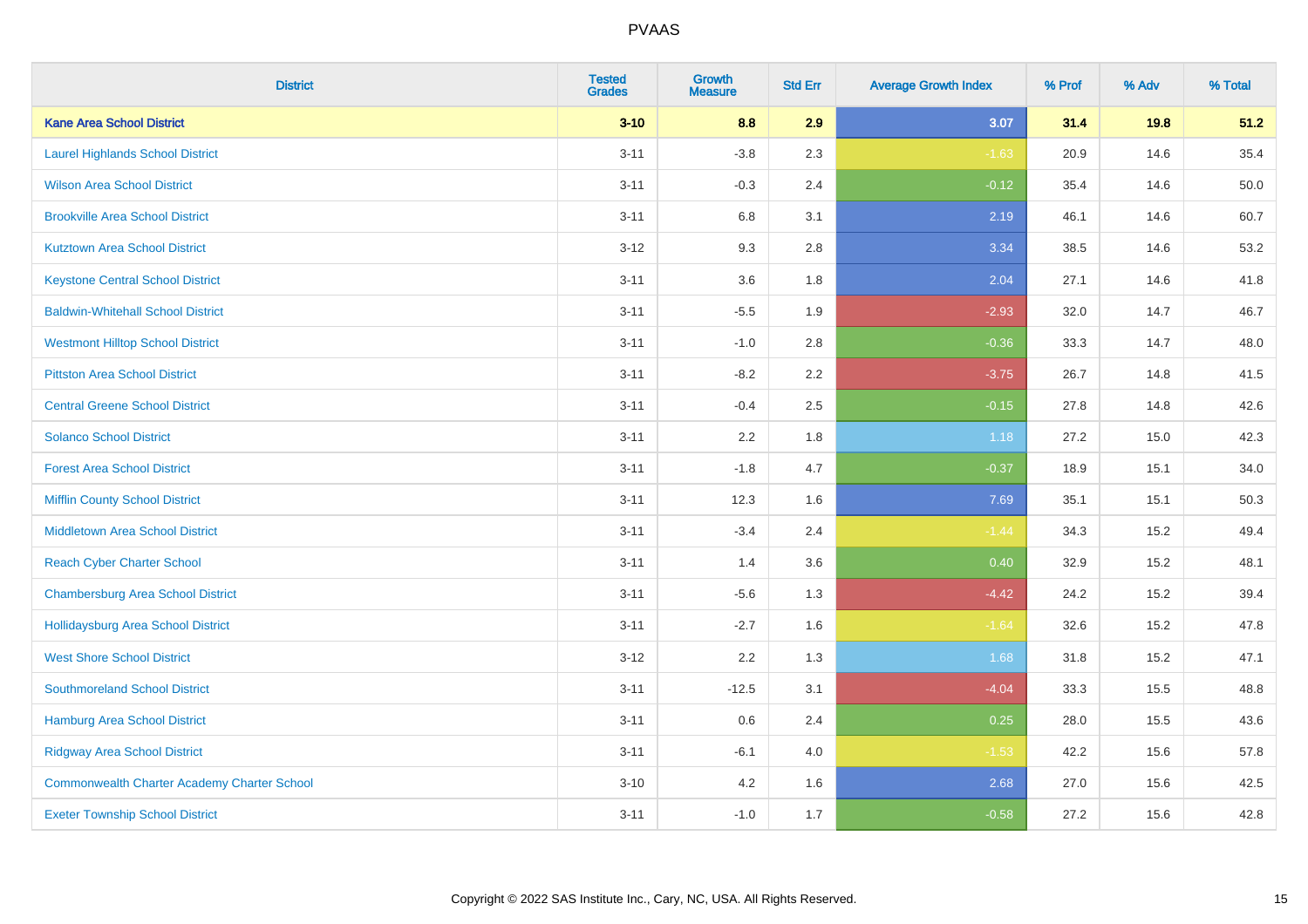# PVAAS

| District | Tested Grades | Growth Measure | Std Err | Average Growth Index | % Prof | % Adv | % Total |
|---|---|---|---|---|---|---|---|
| **Kane Area School District** | **3-10** | **8.8** | **2.9** | **3.07** | **31.4** | **19.8** | **51.2** |
| Laurel Highlands School District | 3-11 | -3.8 | 2.3 | -1.63 | 20.9 | 14.6 | 35.4 |
| Wilson Area School District | 3-11 | -0.3 | 2.4 | -0.12 | 35.4 | 14.6 | 50.0 |
| Brookville Area School District | 3-11 | 6.8 | 3.1 | 2.19 | 46.1 | 14.6 | 60.7 |
| Kutztown Area School District | 3-12 | 9.3 | 2.8 | 3.34 | 38.5 | 14.6 | 53.2 |
| Keystone Central School District | 3-11 | 3.6 | 1.8 | 2.04 | 27.1 | 14.6 | 41.8 |
| Baldwin-Whitehall School District | 3-11 | -5.5 | 1.9 | -2.93 | 32.0 | 14.7 | 46.7 |
| Westmont Hilltop School District | 3-11 | -1.0 | 2.8 | -0.36 | 33.3 | 14.7 | 48.0 |
| Pittston Area School District | 3-11 | -8.2 | 2.2 | -3.75 | 26.7 | 14.8 | 41.5 |
| Central Greene School District | 3-11 | -0.4 | 2.5 | -0.15 | 27.8 | 14.8 | 42.6 |
| Solanco School District | 3-11 | 2.2 | 1.8 | 1.18 | 27.2 | 15.0 | 42.3 |
| Forest Area School District | 3-11 | -1.8 | 4.7 | -0.37 | 18.9 | 15.1 | 34.0 |
| Mifflin County School District | 3-11 | 12.3 | 1.6 | 7.69 | 35.1 | 15.1 | 50.3 |
| Middletown Area School District | 3-11 | -3.4 | 2.4 | -1.44 | 34.3 | 15.2 | 49.4 |
| Reach Cyber Charter School | 3-11 | 1.4 | 3.6 | 0.40 | 32.9 | 15.2 | 48.1 |
| Chambersburg Area School District | 3-11 | -5.6 | 1.3 | -4.42 | 24.2 | 15.2 | 39.4 |
| Hollidaysburg Area School District | 3-11 | -2.7 | 1.6 | -1.64 | 32.6 | 15.2 | 47.8 |
| West Shore School District | 3-12 | 2.2 | 1.3 | 1.68 | 31.8 | 15.2 | 47.1 |
| Southmoreland School District | 3-11 | -12.5 | 3.1 | -4.04 | 33.3 | 15.5 | 48.8 |
| Hamburg Area School District | 3-11 | 0.6 | 2.4 | 0.25 | 28.0 | 15.5 | 43.6 |
| Ridgway Area School District | 3-11 | -6.1 | 4.0 | -1.53 | 42.2 | 15.6 | 57.8 |
| Commonwealth Charter Academy Charter School | 3-10 | 4.2 | 1.6 | 2.68 | 27.0 | 15.6 | 42.5 |
| Exeter Township School District | 3-11 | -1.0 | 1.7 | -0.58 | 27.2 | 15.6 | 42.8 |

Copyright © 2022 SAS Institute Inc., Cary, NC, USA. All Rights Reserved.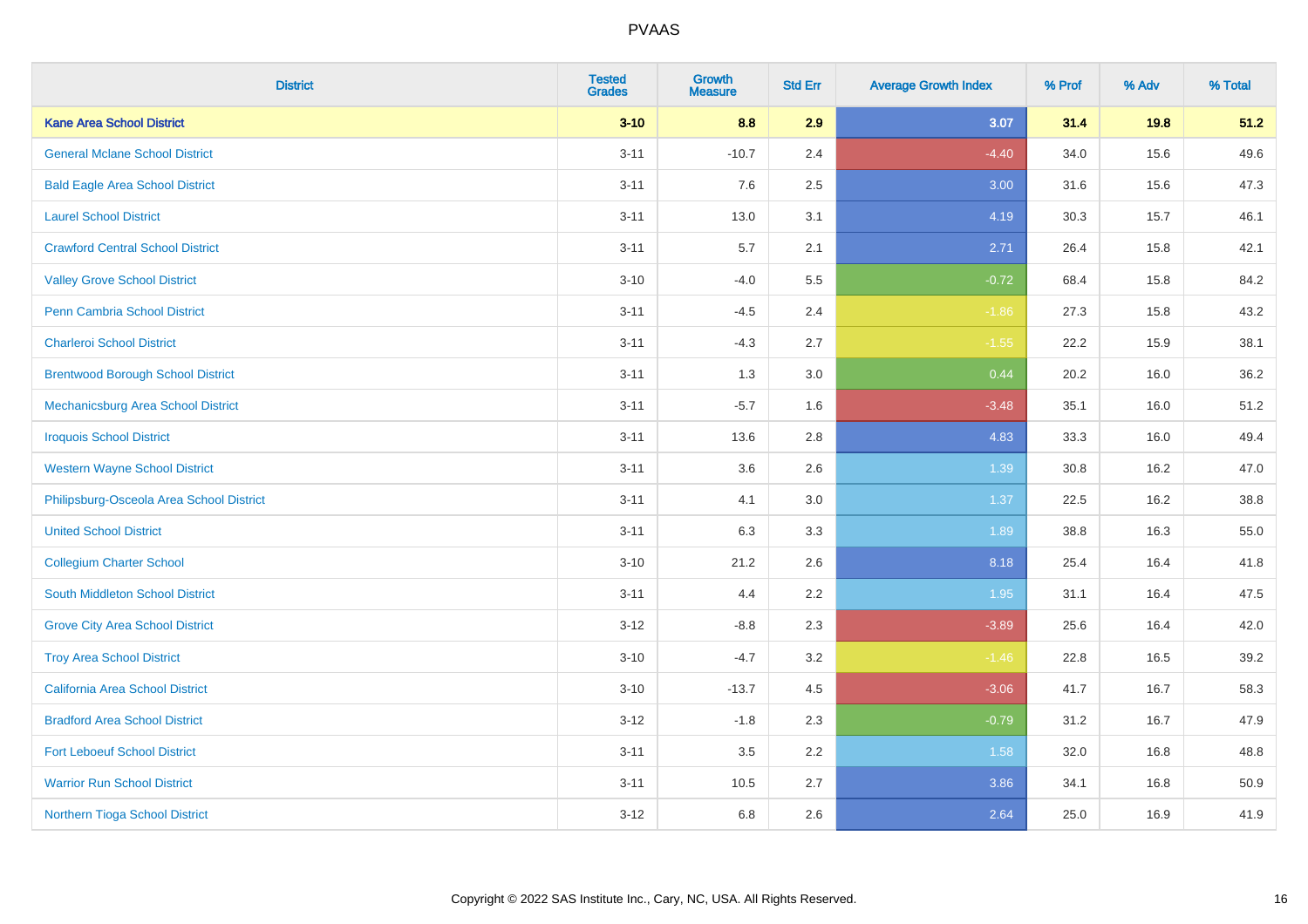PVAAS

| District | Tested Grades | Growth Measure | Std Err | Average Growth Index | % Prof | % Adv | % Total |
|---|---|---|---|---|---|---|---|
| **Kane Area School District** | **3-10** | **8.8** | **2.9** | **3.07** | **31.4** | **19.8** | **51.2** |
| General Mclane School District | 3-11 | -10.7 | 2.4 | -4.40 | 34.0 | 15.6 | 49.6 |
| Bald Eagle Area School District | 3-11 | 7.6 | 2.5 | 3.00 | 31.6 | 15.6 | 47.3 |
| Laurel School District | 3-11 | 13.0 | 3.1 | 4.19 | 30.3 | 15.7 | 46.1 |
| Crawford Central School District | 3-11 | 5.7 | 2.1 | 2.71 | 26.4 | 15.8 | 42.1 |
| Valley Grove School District | 3-10 | -4.0 | 5.5 | -0.72 | 68.4 | 15.8 | 84.2 |
| Penn Cambria School District | 3-11 | -4.5 | 2.4 | -1.86 | 27.3 | 15.8 | 43.2 |
| Charleroi School District | 3-11 | -4.3 | 2.7 | -1.55 | 22.2 | 15.9 | 38.1 |
| Brentwood Borough School District | 3-11 | 1.3 | 3.0 | 0.44 | 20.2 | 16.0 | 36.2 |
| Mechanicsburg Area School District | 3-11 | -5.7 | 1.6 | -3.48 | 35.1 | 16.0 | 51.2 |
| Iroquois School District | 3-11 | 13.6 | 2.8 | 4.83 | 33.3 | 16.0 | 49.4 |
| Western Wayne School District | 3-11 | 3.6 | 2.6 | 1.39 | 30.8 | 16.2 | 47.0 |
| Philipsburg-Osceola Area School District | 3-11 | 4.1 | 3.0 | 1.37 | 22.5 | 16.2 | 38.8 |
| United School District | 3-11 | 6.3 | 3.3 | 1.89 | 38.8 | 16.3 | 55.0 |
| Collegium Charter School | 3-10 | 21.2 | 2.6 | 8.18 | 25.4 | 16.4 | 41.8 |
| South Middleton School District | 3-11 | 4.4 | 2.2 | 1.95 | 31.1 | 16.4 | 47.5 |
| Grove City Area School District | 3-12 | -8.8 | 2.3 | -3.89 | 25.6 | 16.4 | 42.0 |
| Troy Area School District | 3-10 | -4.7 | 3.2 | -1.46 | 22.8 | 16.5 | 39.2 |
| California Area School District | 3-10 | -13.7 | 4.5 | -3.06 | 41.7 | 16.7 | 58.3 |
| Bradford Area School District | 3-12 | -1.8 | 2.3 | -0.79 | 31.2 | 16.7 | 47.9 |
| Fort Leboeuf School District | 3-11 | 3.5 | 2.2 | 1.58 | 32.0 | 16.8 | 48.8 |
| Warrior Run School District | 3-11 | 10.5 | 2.7 | 3.86 | 34.1 | 16.8 | 50.9 |
| Northern Tioga School District | 3-12 | 6.8 | 2.6 | 2.64 | 25.0 | 16.9 | 41.9 |

Copyright © 2022 SAS Institute Inc., Cary, NC, USA. All Rights Reserved.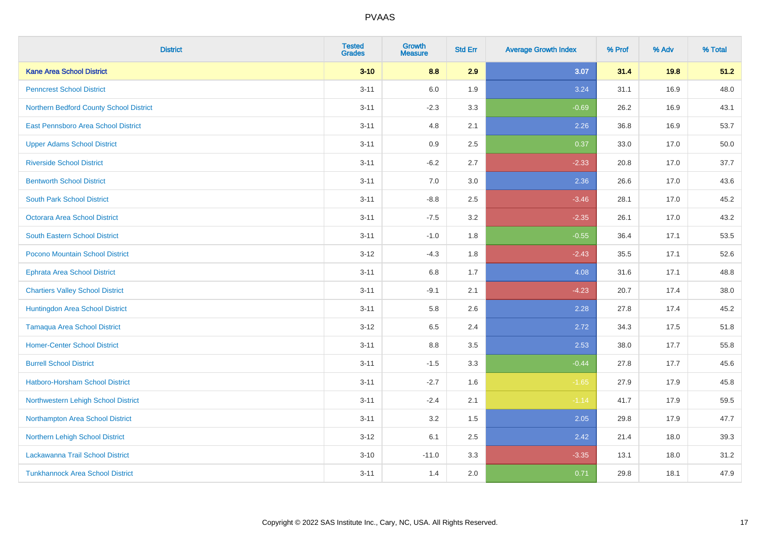| District | Tested Grades | Growth Measure | Std Err | Average Growth Index | % Prof | % Adv | % Total |
|---|---|---|---|---|---|---|---|
| **Kane Area School District** | **3-10** | **8.8** | **2.9** | **3.07** | **31.4** | **19.8** | **51.2** |
| Penncrest School District | 3-11 | 6.0 | 1.9 | 3.24 | 31.1 | 16.9 | 48.0 |
| Northern Bedford County School District | 3-11 | -2.3 | 3.3 | -0.69 | 26.2 | 16.9 | 43.1 |
| East Pennsboro Area School District | 3-11 | 4.8 | 2.1 | 2.26 | 36.8 | 16.9 | 53.7 |
| Upper Adams School District | 3-11 | 0.9 | 2.5 | 0.37 | 33.0 | 17.0 | 50.0 |
| Riverside School District | 3-11 | -6.2 | 2.7 | -2.33 | 20.8 | 17.0 | 37.7 |
| Bentworth School District | 3-11 | 7.0 | 3.0 | 2.36 | 26.6 | 17.0 | 43.6 |
| South Park School District | 3-11 | -8.8 | 2.5 | -3.46 | 28.1 | 17.0 | 45.2 |
| Octorara Area School District | 3-11 | -7.5 | 3.2 | -2.35 | 26.1 | 17.0 | 43.2 |
| South Eastern School District | 3-11 | -1.0 | 1.8 | -0.55 | 36.4 | 17.1 | 53.5 |
| Pocono Mountain School District | 3-12 | -4.3 | 1.8 | -2.43 | 35.5 | 17.1 | 52.6 |
| Ephrata Area School District | 3-11 | 6.8 | 1.7 | 4.08 | 31.6 | 17.1 | 48.8 |
| Chartiers Valley School District | 3-11 | -9.1 | 2.1 | -4.23 | 20.7 | 17.4 | 38.0 |
| Huntingdon Area School District | 3-11 | 5.8 | 2.6 | 2.28 | 27.8 | 17.4 | 45.2 |
| Tamaqua Area School District | 3-12 | 6.5 | 2.4 | 2.72 | 34.3 | 17.5 | 51.8 |
| Homer-Center School District | 3-11 | 8.8 | 3.5 | 2.53 | 38.0 | 17.7 | 55.8 |
| Burrell School District | 3-11 | -1.5 | 3.3 | -0.44 | 27.8 | 17.7 | 45.6 |
| Hatboro-Horsham School District | 3-11 | -2.7 | 1.6 | -1.65 | 27.9 | 17.9 | 45.8 |
| Northwestern Lehigh School District | 3-11 | -2.4 | 2.1 | -1.14 | 41.7 | 17.9 | 59.5 |
| Northampton Area School District | 3-11 | 3.2 | 1.5 | 2.05 | 29.8 | 17.9 | 47.7 |
| Northern Lehigh School District | 3-12 | 6.1 | 2.5 | 2.42 | 21.4 | 18.0 | 39.3 |
| Lackawanna Trail School District | 3-10 | -11.0 | 3.3 | -3.35 | 13.1 | 18.0 | 31.2 |
| Tunkhannock Area School District | 3-11 | 1.4 | 2.0 | 0.71 | 29.8 | 18.1 | 47.9 |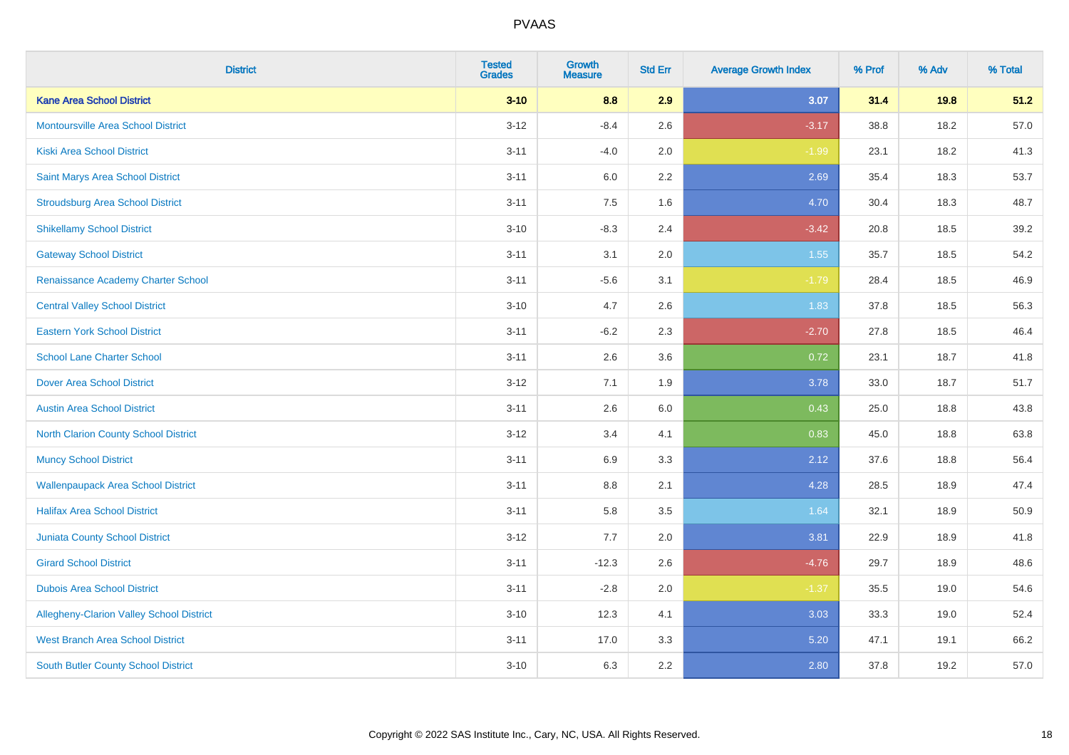| District | Tested Grades | Growth Measure | Std Err | Average Growth Index | % Prof | % Adv | % Total |
|---|---|---|---|---|---|---|---|
| **Kane Area School District** | **3-10** | **8.8** | **2.9** | **3.07** | **31.4** | **19.8** | **51.2** |
| Montoursville Area School District | 3-12 | -8.4 | 2.6 | -3.17 | 38.8 | 18.2 | 57.0 |
| Kiski Area School District | 3-11 | -4.0 | 2.0 | -1.99 | 23.1 | 18.2 | 41.3 |
| Saint Marys Area School District | 3-11 | 6.0 | 2.2 | 2.69 | 35.4 | 18.3 | 53.7 |
| Stroudsburg Area School District | 3-11 | 7.5 | 1.6 | 4.70 | 30.4 | 18.3 | 48.7 |
| Shikellamy School District | 3-10 | -8.3 | 2.4 | -3.42 | 20.8 | 18.5 | 39.2 |
| Gateway School District | 3-11 | 3.1 | 2.0 | 1.55 | 35.7 | 18.5 | 54.2 |
| Renaissance Academy Charter School | 3-11 | -5.6 | 3.1 | -1.79 | 28.4 | 18.5 | 46.9 |
| Central Valley School District | 3-10 | 4.7 | 2.6 | 1.83 | 37.8 | 18.5 | 56.3 |
| Eastern York School District | 3-11 | -6.2 | 2.3 | -2.70 | 27.8 | 18.5 | 46.4 |
| School Lane Charter School | 3-11 | 2.6 | 3.6 | 0.72 | 23.1 | 18.7 | 41.8 |
| Dover Area School District | 3-12 | 7.1 | 1.9 | 3.78 | 33.0 | 18.7 | 51.7 |
| Austin Area School District | 3-11 | 2.6 | 6.0 | 0.43 | 25.0 | 18.8 | 43.8 |
| North Clarion County School District | 3-12 | 3.4 | 4.1 | 0.83 | 45.0 | 18.8 | 63.8 |
| Muncy School District | 3-11 | 6.9 | 3.3 | 2.12 | 37.6 | 18.8 | 56.4 |
| Wallenpaupack Area School District | 3-11 | 8.8 | 2.1 | 4.28 | 28.5 | 18.9 | 47.4 |
| Halifax Area School District | 3-11 | 5.8 | 3.5 | 1.64 | 32.1 | 18.9 | 50.9 |
| Juniata County School District | 3-12 | 7.7 | 2.0 | 3.81 | 22.9 | 18.9 | 41.8 |
| Girard School District | 3-11 | -12.3 | 2.6 | -4.76 | 29.7 | 18.9 | 48.6 |
| Dubois Area School District | 3-11 | -2.8 | 2.0 | -1.37 | 35.5 | 19.0 | 54.6 |
| Allegheny-Clarion Valley School District | 3-10 | 12.3 | 4.1 | 3.03 | 33.3 | 19.0 | 52.4 |
| West Branch Area School District | 3-11 | 17.0 | 3.3 | 5.20 | 47.1 | 19.1 | 66.2 |
| South Butler County School District | 3-10 | 6.3 | 2.2 | 2.80 | 37.8 | 19.2 | 57.0 |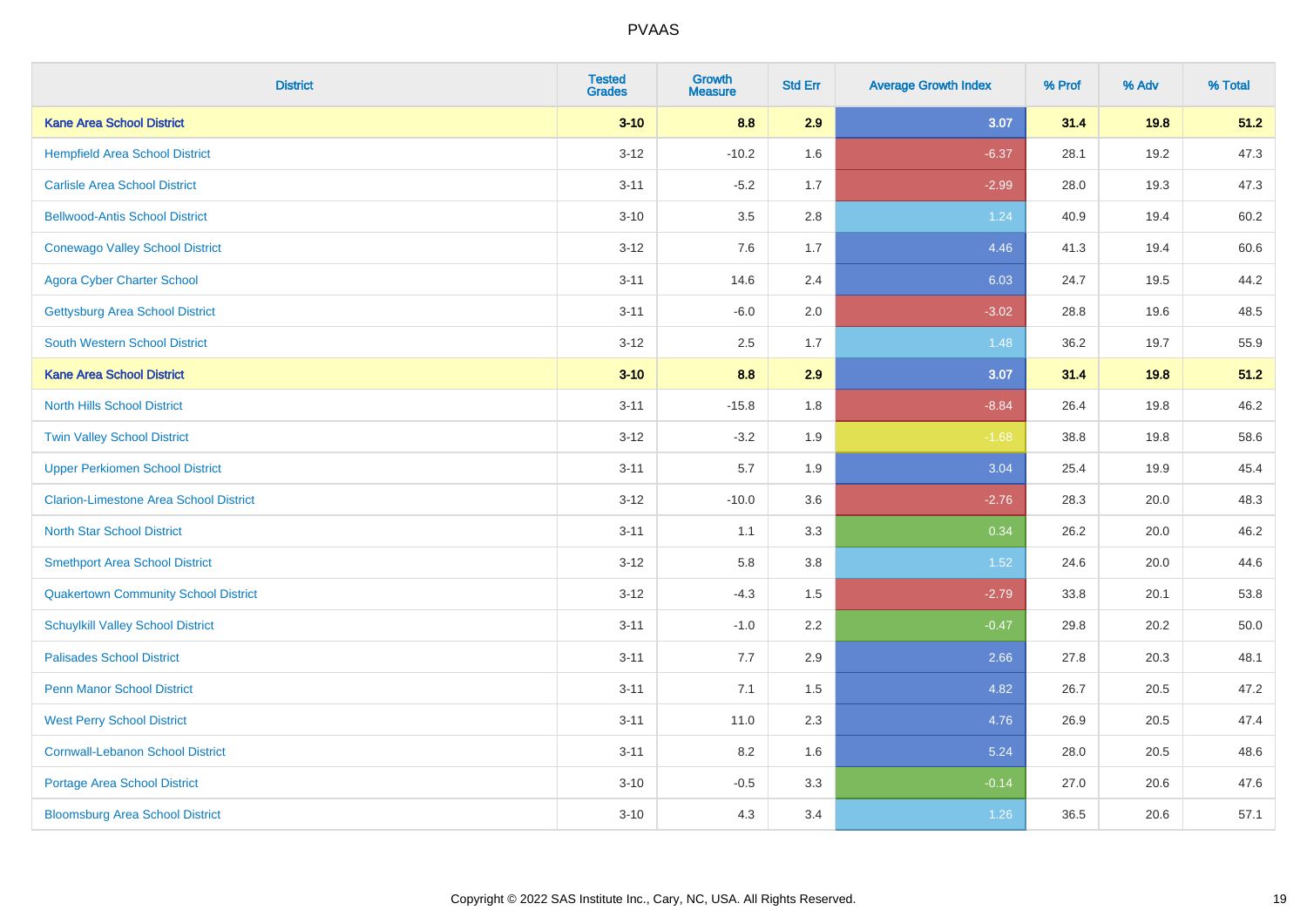PVAAS

| District | Tested Grades | Growth Measure | Std Err | Average Growth Index | % Prof | % Adv | % Total |
|---|---|---|---|---|---|---|---|
| **Kane Area School District** | **3-10** | **8.8** | **2.9** | **3.07** | **31.4** | **19.8** | **51.2** |
| Hempfield Area School District | 3-12 | -10.2 | 1.6 | -6.37 | 28.1 | 19.2 | 47.3 |
| Carlisle Area School District | 3-11 | -5.2 | 1.7 | -2.99 | 28.0 | 19.3 | 47.3 |
| Bellwood-Antis School District | 3-10 | 3.5 | 2.8 | 1.24 | 40.9 | 19.4 | 60.2 |
| Conewago Valley School District | 3-12 | 7.6 | 1.7 | 4.46 | 41.3 | 19.4 | 60.6 |
| Agora Cyber Charter School | 3-11 | 14.6 | 2.4 | 6.03 | 24.7 | 19.5 | 44.2 |
| Gettysburg Area School District | 3-11 | -6.0 | 2.0 | -3.02 | 28.8 | 19.6 | 48.5 |
| South Western School District | 3-12 | 2.5 | 1.7 | 1.48 | 36.2 | 19.7 | 55.9 |
| **Kane Area School District** | **3-10** | **8.8** | **2.9** | **3.07** | **31.4** | **19.8** | **51.2** |
| North Hills School District | 3-11 | -15.8 | 1.8 | -8.84 | 26.4 | 19.8 | 46.2 |
| Twin Valley School District | 3-12 | -3.2 | 1.9 | -1.68 | 38.8 | 19.8 | 58.6 |
| Upper Perkiomen School District | 3-11 | 5.7 | 1.9 | 3.04 | 25.4 | 19.9 | 45.4 |
| Clarion-Limestone Area School District | 3-12 | -10.0 | 3.6 | -2.76 | 28.3 | 20.0 | 48.3 |
| North Star School District | 3-11 | 1.1 | 3.3 | 0.34 | 26.2 | 20.0 | 46.2 |
| Smethport Area School District | 3-12 | 5.8 | 3.8 | 1.52 | 24.6 | 20.0 | 44.6 |
| Quakertown Community School District | 3-12 | -4.3 | 1.5 | -2.79 | 33.8 | 20.1 | 53.8 |
| Schuylkill Valley School District | 3-11 | -1.0 | 2.2 | -0.47 | 29.8 | 20.2 | 50.0 |
| Palisades School District | 3-11 | 7.7 | 2.9 | 2.66 | 27.8 | 20.3 | 48.1 |
| Penn Manor School District | 3-11 | 7.1 | 1.5 | 4.82 | 26.7 | 20.5 | 47.2 |
| West Perry School District | 3-11 | 11.0 | 2.3 | 4.76 | 26.9 | 20.5 | 47.4 |
| Cornwall-Lebanon School District | 3-11 | 8.2 | 1.6 | 5.24 | 28.0 | 20.5 | 48.6 |
| Portage Area School District | 3-10 | -0.5 | 3.3 | -0.14 | 27.0 | 20.6 | 47.6 |
| Bloomsburg Area School District | 3-10 | 4.3 | 3.4 | 1.26 | 36.5 | 20.6 | 57.1 |

Copyright © 2022 SAS Institute Inc., Cary, NC, USA. All Rights Reserved.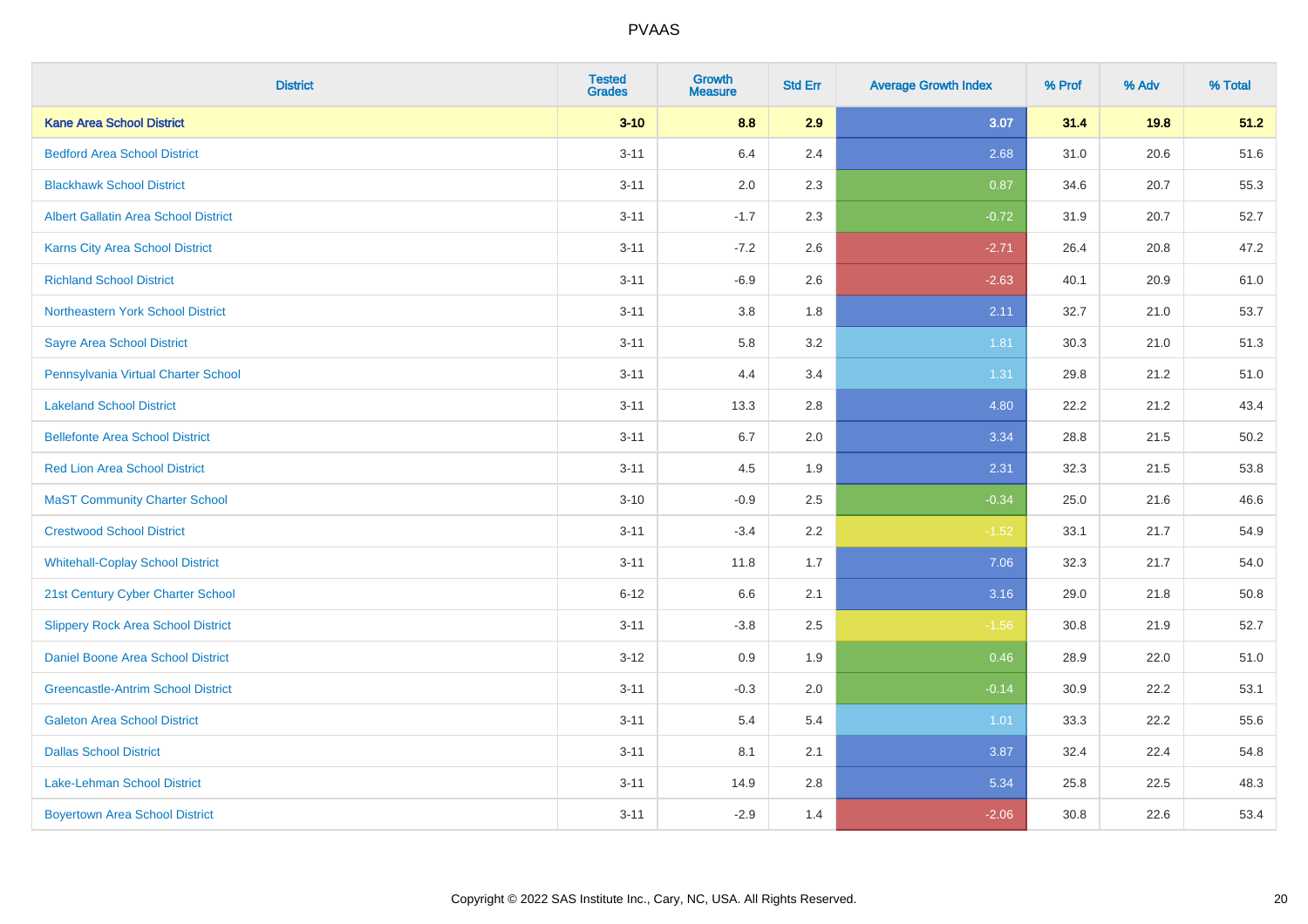# PVAAS

| District | Tested Grades | Growth Measure | Std Err | Average Growth Index | % Prof | % Adv | % Total |
|---|---|---|---|---|---|---|---|
| **Kane Area School District** | **3-10** | **8.8** | **2.9** | **3.07** | **31.4** | **19.8** | **51.2** |
| Bedford Area School District | 3-11 | 6.4 | 2.4 | 2.68 | 31.0 | 20.6 | 51.6 |
| Blackhawk School District | 3-11 | 2.0 | 2.3 | 0.87 | 34.6 | 20.7 | 55.3 |
| Albert Gallatin Area School District | 3-11 | -1.7 | 2.3 | -0.72 | 31.9 | 20.7 | 52.7 |
| Karns City Area School District | 3-11 | -7.2 | 2.6 | -2.71 | 26.4 | 20.8 | 47.2 |
| Richland School District | 3-11 | -6.9 | 2.6 | -2.63 | 40.1 | 20.9 | 61.0 |
| Northeastern York School District | 3-11 | 3.8 | 1.8 | 2.11 | 32.7 | 21.0 | 53.7 |
| Sayre Area School District | 3-11 | 5.8 | 3.2 | 1.81 | 30.3 | 21.0 | 51.3 |
| Pennsylvania Virtual Charter School | 3-11 | 4.4 | 3.4 | 1.31 | 29.8 | 21.2 | 51.0 |
| Lakeland School District | 3-11 | 13.3 | 2.8 | 4.80 | 22.2 | 21.2 | 43.4 |
| Bellefonte Area School District | 3-11 | 6.7 | 2.0 | 3.34 | 28.8 | 21.5 | 50.2 |
| Red Lion Area School District | 3-11 | 4.5 | 1.9 | 2.31 | 32.3 | 21.5 | 53.8 |
| MaST Community Charter School | 3-10 | -0.9 | 2.5 | -0.34 | 25.0 | 21.6 | 46.6 |
| Crestwood School District | 3-11 | -3.4 | 2.2 | -1.52 | 33.1 | 21.7 | 54.9 |
| Whitehall-Coplay School District | 3-11 | 11.8 | 1.7 | 7.06 | 32.3 | 21.7 | 54.0 |
| 21st Century Cyber Charter School | 6-12 | 6.6 | 2.1 | 3.16 | 29.0 | 21.8 | 50.8 |
| Slippery Rock Area School District | 3-11 | -3.8 | 2.5 | -1.56 | 30.8 | 21.9 | 52.7 |
| Daniel Boone Area School District | 3-12 | 0.9 | 1.9 | 0.46 | 28.9 | 22.0 | 51.0 |
| Greencastle-Antrim School District | 3-11 | -0.3 | 2.0 | -0.14 | 30.9 | 22.2 | 53.1 |
| Galeton Area School District | 3-11 | 5.4 | 5.4 | 1.01 | 33.3 | 22.2 | 55.6 |
| Dallas School District | 3-11 | 8.1 | 2.1 | 3.87 | 32.4 | 22.4 | 54.8 |
| Lake-Lehman School District | 3-11 | 14.9 | 2.8 | 5.34 | 25.8 | 22.5 | 48.3 |
| Boyertown Area School District | 3-11 | -2.9 | 1.4 | -2.06 | 30.8 | 22.6 | 53.4 |

Copyright © 2022 SAS Institute Inc., Cary, NC, USA. All Rights Reserved.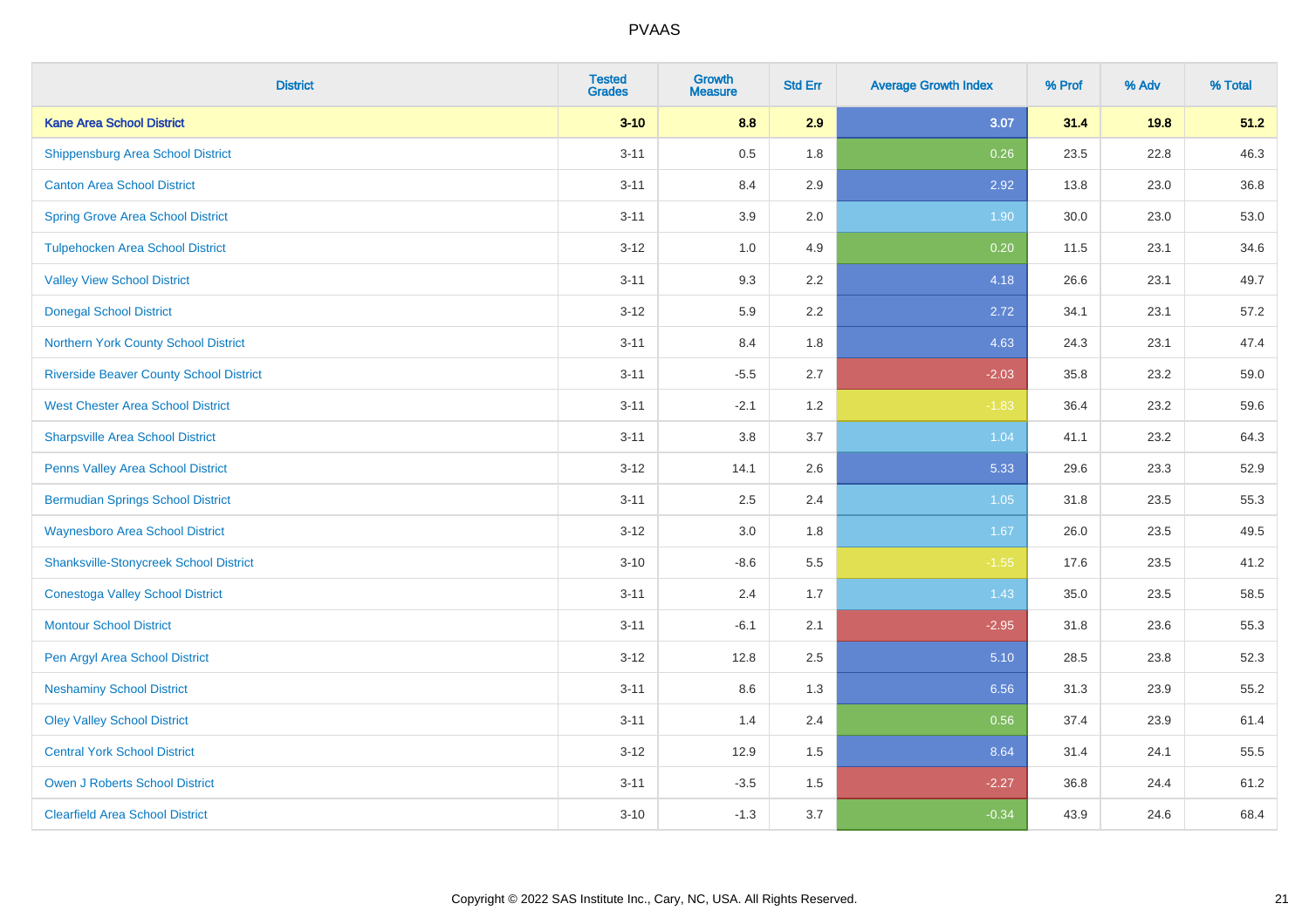| District | Tested Grades | Growth Measure | Std Err | Average Growth Index | % Prof | % Adv | % Total |
|---|---|---|---|---|---|---|---|
| **Kane Area School District** | **3-10** | **8.8** | **2.9** | **3.07** | **31.4** | **19.8** | **51.2** |
| Shippensburg Area School District | 3-11 | 0.5 | 1.8 | 0.26 | 23.5 | 22.8 | 46.3 |
| Canton Area School District | 3-11 | 8.4 | 2.9 | 2.92 | 13.8 | 23.0 | 36.8 |
| Spring Grove Area School District | 3-11 | 3.9 | 2.0 | 1.90 | 30.0 | 23.0 | 53.0 |
| Tulpehocken Area School District | 3-12 | 1.0 | 4.9 | 0.20 | 11.5 | 23.1 | 34.6 |
| Valley View School District | 3-11 | 9.3 | 2.2 | 4.18 | 26.6 | 23.1 | 49.7 |
| Donegal School District | 3-12 | 5.9 | 2.2 | 2.72 | 34.1 | 23.1 | 57.2 |
| Northern York County School District | 3-11 | 8.4 | 1.8 | 4.63 | 24.3 | 23.1 | 47.4 |
| Riverside Beaver County School District | 3-11 | -5.5 | 2.7 | -2.03 | 35.8 | 23.2 | 59.0 |
| West Chester Area School District | 3-11 | -2.1 | 1.2 | -1.83 | 36.4 | 23.2 | 59.6 |
| Sharpsville Area School District | 3-11 | 3.8 | 3.7 | 1.04 | 41.1 | 23.2 | 64.3 |
| Penns Valley Area School District | 3-12 | 14.1 | 2.6 | 5.33 | 29.6 | 23.3 | 52.9 |
| Bermudian Springs School District | 3-11 | 2.5 | 2.4 | 1.05 | 31.8 | 23.5 | 55.3 |
| Waynesboro Area School District | 3-12 | 3.0 | 1.8 | 1.67 | 26.0 | 23.5 | 49.5 |
| Shanksville-Stonycreek School District | 3-10 | -8.6 | 5.5 | -1.55 | 17.6 | 23.5 | 41.2 |
| Conestoga Valley School District | 3-11 | 2.4 | 1.7 | 1.43 | 35.0 | 23.5 | 58.5 |
| Montour School District | 3-11 | -6.1 | 2.1 | -2.95 | 31.8 | 23.6 | 55.3 |
| Pen Argyl Area School District | 3-12 | 12.8 | 2.5 | 5.10 | 28.5 | 23.8 | 52.3 |
| Neshaminy School District | 3-11 | 8.6 | 1.3 | 6.56 | 31.3 | 23.9 | 55.2 |
| Oley Valley School District | 3-11 | 1.4 | 2.4 | 0.56 | 37.4 | 23.9 | 61.4 |
| Central York School District | 3-12 | 12.9 | 1.5 | 8.64 | 31.4 | 24.1 | 55.5 |
| Owen J Roberts School District | 3-11 | -3.5 | 1.5 | -2.27 | 36.8 | 24.4 | 61.2 |
| Clearfield Area School District | 3-10 | -1.3 | 3.7 | -0.34 | 43.9 | 24.6 | 68.4 |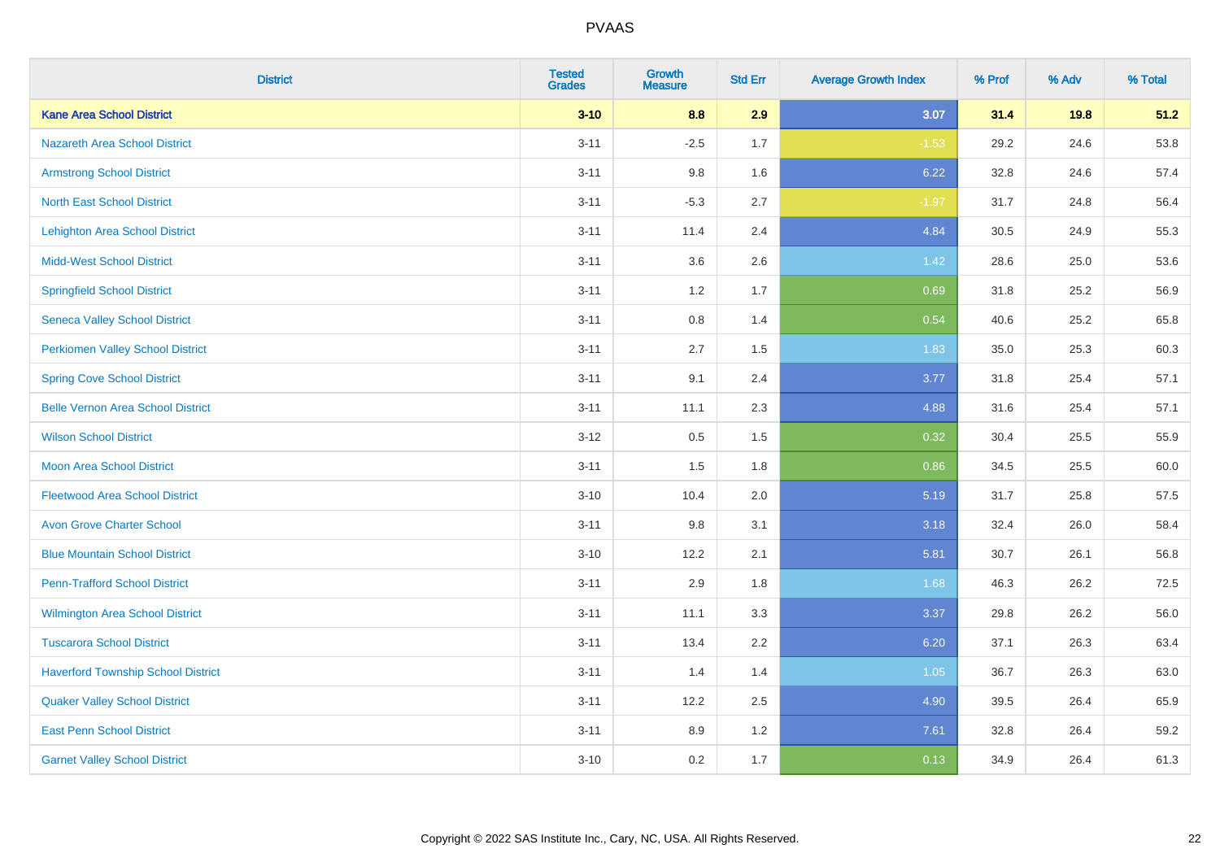| District | Tested Grades | Growth Measure | Std Err | Average Growth Index | % Prof | % Adv | % Total |
|---|---|---|---|---|---|---|---|
| **Kane Area School District** | **3-10** | **8.8** | **2.9** | **3.07** | **31.4** | **19.8** | **51.2** |
| Nazareth Area School District | 3-11 | -2.5 | 1.7 | -1.53 | 29.2 | 24.6 | 53.8 |
| Armstrong School District | 3-11 | 9.8 | 1.6 | 6.22 | 32.8 | 24.6 | 57.4 |
| North East School District | 3-11 | -5.3 | 2.7 | -1.97 | 31.7 | 24.8 | 56.4 |
| Lehighton Area School District | 3-11 | 11.4 | 2.4 | 4.84 | 30.5 | 24.9 | 55.3 |
| Midd-West School District | 3-11 | 3.6 | 2.6 | 1.42 | 28.6 | 25.0 | 53.6 |
| Springfield School District | 3-11 | 1.2 | 1.7 | 0.69 | 31.8 | 25.2 | 56.9 |
| Seneca Valley School District | 3-11 | 0.8 | 1.4 | 0.54 | 40.6 | 25.2 | 65.8 |
| Perkiomen Valley School District | 3-11 | 2.7 | 1.5 | 1.83 | 35.0 | 25.3 | 60.3 |
| Spring Cove School District | 3-11 | 9.1 | 2.4 | 3.77 | 31.8 | 25.4 | 57.1 |
| Belle Vernon Area School District | 3-11 | 11.1 | 2.3 | 4.88 | 31.6 | 25.4 | 57.1 |
| Wilson School District | 3-12 | 0.5 | 1.5 | 0.32 | 30.4 | 25.5 | 55.9 |
| Moon Area School District | 3-11 | 1.5 | 1.8 | 0.86 | 34.5 | 25.5 | 60.0 |
| Fleetwood Area School District | 3-10 | 10.4 | 2.0 | 5.19 | 31.7 | 25.8 | 57.5 |
| Avon Grove Charter School | 3-11 | 9.8 | 3.1 | 3.18 | 32.4 | 26.0 | 58.4 |
| Blue Mountain School District | 3-10 | 12.2 | 2.1 | 5.81 | 30.7 | 26.1 | 56.8 |
| Penn-Trafford School District | 3-11 | 2.9 | 1.8 | 1.68 | 46.3 | 26.2 | 72.5 |
| Wilmington Area School District | 3-11 | 11.1 | 3.3 | 3.37 | 29.8 | 26.2 | 56.0 |
| Tuscarora School District | 3-11 | 13.4 | 2.2 | 6.20 | 37.1 | 26.3 | 63.4 |
| Haverford Township School District | 3-11 | 1.4 | 1.4 | 1.05 | 36.7 | 26.3 | 63.0 |
| Quaker Valley School District | 3-11 | 12.2 | 2.5 | 4.90 | 39.5 | 26.4 | 65.9 |
| East Penn School District | 3-11 | 8.9 | 1.2 | 7.61 | 32.8 | 26.4 | 59.2 |
| Garnet Valley School District | 3-10 | 0.2 | 1.7 | 0.13 | 34.9 | 26.4 | 61.3 |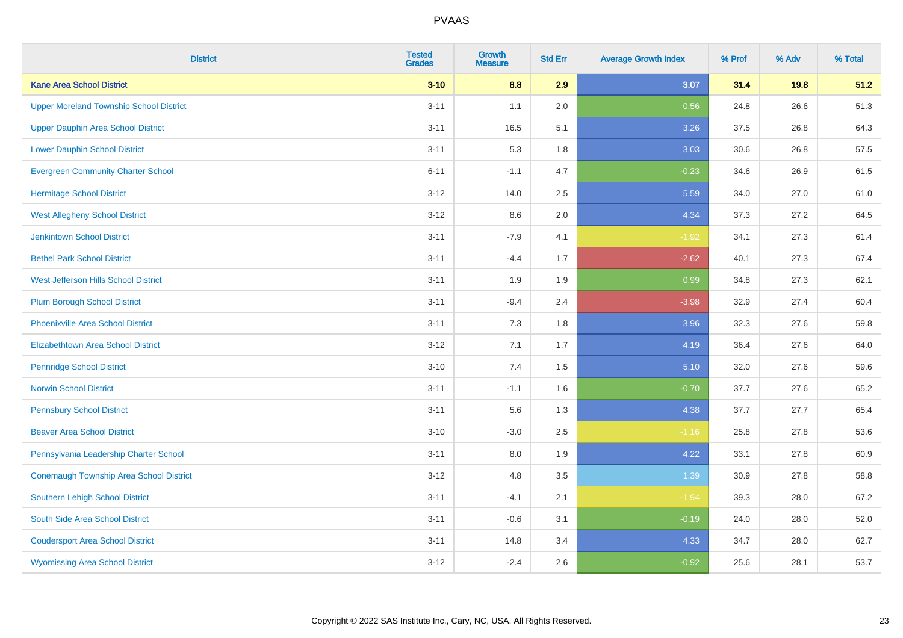# PVAAS

| District | Tested Grades | Growth Measure | Std Err | Average Growth Index | % Prof | % Adv | % Total |
|---|---|---|---|---|---|---|---|
| **Kane Area School District** | **3-10** | **8.8** | **2.9** | **3.07** | **31.4** | **19.8** | **51.2** |
| Upper Moreland Township School District | 3-11 | 1.1 | 2.0 | 0.56 | 24.8 | 26.6 | 51.3 |
| Upper Dauphin Area School District | 3-11 | 16.5 | 5.1 | 3.26 | 37.5 | 26.8 | 64.3 |
| Lower Dauphin School District | 3-11 | 5.3 | 1.8 | 3.03 | 30.6 | 26.8 | 57.5 |
| Evergreen Community Charter School | 6-11 | -1.1 | 4.7 | -0.23 | 34.6 | 26.9 | 61.5 |
| Hermitage School District | 3-12 | 14.0 | 2.5 | 5.59 | 34.0 | 27.0 | 61.0 |
| West Allegheny School District | 3-12 | 8.6 | 2.0 | 4.34 | 37.3 | 27.2 | 64.5 |
| Jenkintown School District | 3-11 | -7.9 | 4.1 | -1.92 | 34.1 | 27.3 | 61.4 |
| Bethel Park School District | 3-11 | -4.4 | 1.7 | -2.62 | 40.1 | 27.3 | 67.4 |
| West Jefferson Hills School District | 3-11 | 1.9 | 1.9 | 0.99 | 34.8 | 27.3 | 62.1 |
| Plum Borough School District | 3-11 | -9.4 | 2.4 | -3.98 | 32.9 | 27.4 | 60.4 |
| Phoenixville Area School District | 3-11 | 7.3 | 1.8 | 3.96 | 32.3 | 27.6 | 59.8 |
| Elizabethtown Area School District | 3-12 | 7.1 | 1.7 | 4.19 | 36.4 | 27.6 | 64.0 |
| Pennridge School District | 3-10 | 7.4 | 1.5 | 5.10 | 32.0 | 27.6 | 59.6 |
| Norwin School District | 3-11 | -1.1 | 1.6 | -0.70 | 37.7 | 27.6 | 65.2 |
| Pennsbury School District | 3-11 | 5.6 | 1.3 | 4.38 | 37.7 | 27.7 | 65.4 |
| Beaver Area School District | 3-10 | -3.0 | 2.5 | -1.16 | 25.8 | 27.8 | 53.6 |
| Pennsylvania Leadership Charter School | 3-11 | 8.0 | 1.9 | 4.22 | 33.1 | 27.8 | 60.9 |
| Conemaugh Township Area School District | 3-12 | 4.8 | 3.5 | 1.39 | 30.9 | 27.8 | 58.8 |
| Southern Lehigh School District | 3-11 | -4.1 | 2.1 | -1.94 | 39.3 | 28.0 | 67.2 |
| South Side Area School District | 3-11 | -0.6 | 3.1 | -0.19 | 24.0 | 28.0 | 52.0 |
| Coudersport Area School District | 3-11 | 14.8 | 3.4 | 4.33 | 34.7 | 28.0 | 62.7 |
| Wyomissing Area School District | 3-12 | -2.4 | 2.6 | -0.92 | 25.6 | 28.1 | 53.7 |

Copyright © 2022 SAS Institute Inc., Cary, NC, USA. All Rights Reserved.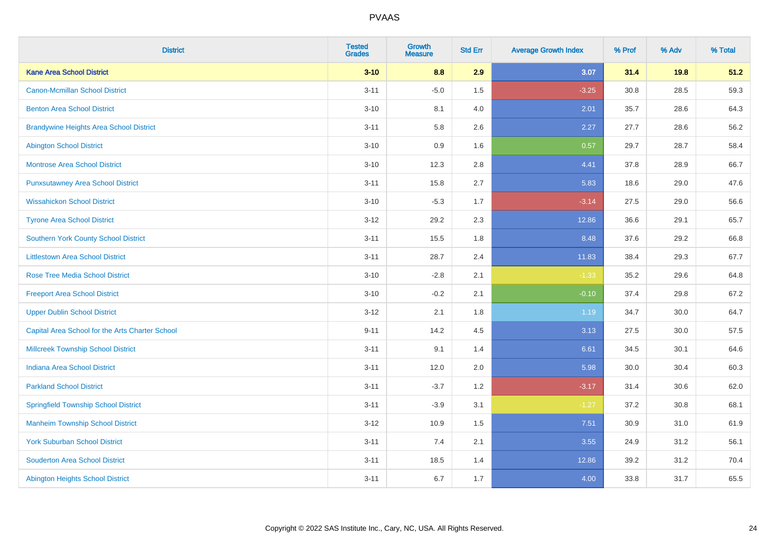# PVAAS

| District | Tested Grades | Growth Measure | Std Err | Average Growth Index | % Prof | % Adv | % Total |
|---|---|---|---|---|---|---|---|
| **Kane Area School District** | **3-10** | **8.8** | **2.9** | **3.07** | **31.4** | **19.8** | **51.2** |
| Canon-Mcmillan School District | 3-11 | -5.0 | 1.5 | -3.25 | 30.8 | 28.5 | 59.3 |
| Benton Area School District | 3-10 | 8.1 | 4.0 | 2.01 | 35.7 | 28.6 | 64.3 |
| Brandywine Heights Area School District | 3-11 | 5.8 | 2.6 | 2.27 | 27.7 | 28.6 | 56.2 |
| Abington School District | 3-10 | 0.9 | 1.6 | 0.57 | 29.7 | 28.7 | 58.4 |
| Montrose Area School District | 3-10 | 12.3 | 2.8 | 4.41 | 37.8 | 28.9 | 66.7 |
| Punxsutawney Area School District | 3-11 | 15.8 | 2.7 | 5.83 | 18.6 | 29.0 | 47.6 |
| Wissahickon School District | 3-10 | -5.3 | 1.7 | -3.14 | 27.5 | 29.0 | 56.6 |
| Tyrone Area School District | 3-12 | 29.2 | 2.3 | 12.86 | 36.6 | 29.1 | 65.7 |
| Southern York County School District | 3-11 | 15.5 | 1.8 | 8.48 | 37.6 | 29.2 | 66.8 |
| Littlestown Area School District | 3-11 | 28.7 | 2.4 | 11.83 | 38.4 | 29.3 | 67.7 |
| Rose Tree Media School District | 3-10 | -2.8 | 2.1 | -1.33 | 35.2 | 29.6 | 64.8 |
| Freeport Area School District | 3-10 | -0.2 | 2.1 | -0.10 | 37.4 | 29.8 | 67.2 |
| Upper Dublin School District | 3-12 | 2.1 | 1.8 | 1.19 | 34.7 | 30.0 | 64.7 |
| Capital Area School for the Arts Charter School | 9-11 | 14.2 | 4.5 | 3.13 | 27.5 | 30.0 | 57.5 |
| Millcreek Township School District | 3-11 | 9.1 | 1.4 | 6.61 | 34.5 | 30.1 | 64.6 |
| Indiana Area School District | 3-11 | 12.0 | 2.0 | 5.98 | 30.0 | 30.4 | 60.3 |
| Parkland School District | 3-11 | -3.7 | 1.2 | -3.17 | 31.4 | 30.6 | 62.0 |
| Springfield Township School District | 3-11 | -3.9 | 3.1 | -1.27 | 37.2 | 30.8 | 68.1 |
| Manheim Township School District | 3-12 | 10.9 | 1.5 | 7.51 | 30.9 | 31.0 | 61.9 |
| York Suburban School District | 3-11 | 7.4 | 2.1 | 3.55 | 24.9 | 31.2 | 56.1 |
| Souderton Area School District | 3-11 | 18.5 | 1.4 | 12.86 | 39.2 | 31.2 | 70.4 |
| Abington Heights School District | 3-11 | 6.7 | 1.7 | 4.00 | 33.8 | 31.7 | 65.5 |

Copyright © 2022 SAS Institute Inc., Cary, NC, USA. All Rights Reserved.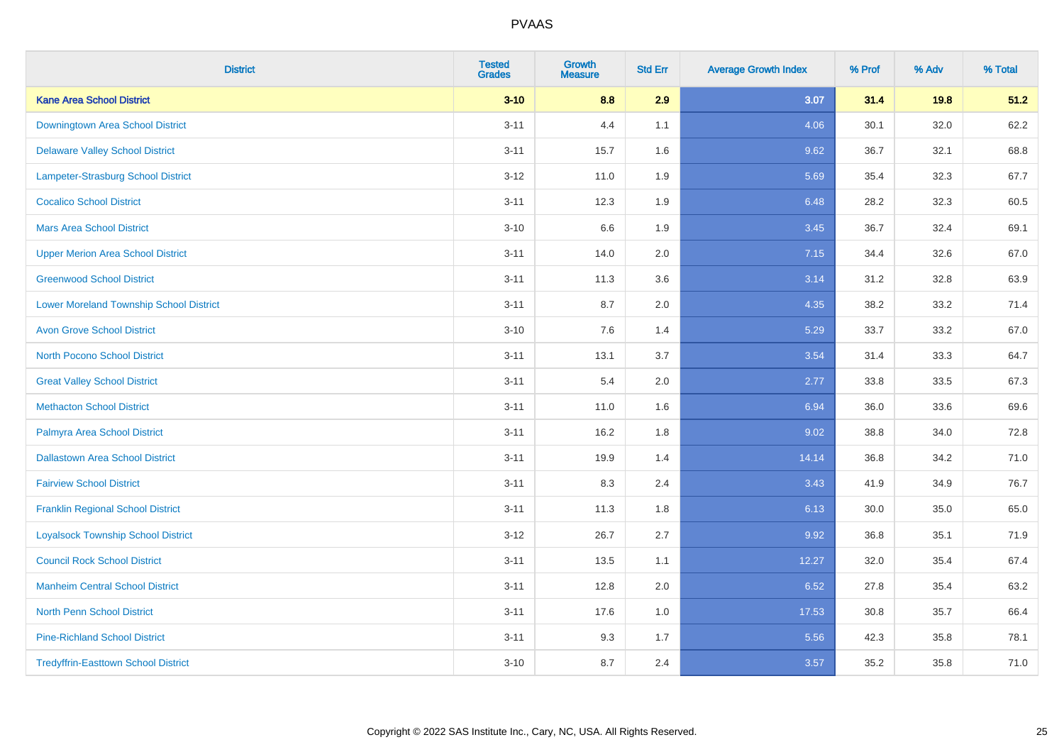| District | Tested Grades | Growth Measure | Std Err | Average Growth Index | % Prof | % Adv | % Total |
|---|---|---|---|---|---|---|---|
| **Kane Area School District** | **3-10** | **8.8** | **2.9** | **3.07** | **31.4** | **19.8** | **51.2** |
| Downingtown Area School District | 3-11 | 4.4 | 1.1 | 4.06 | 30.1 | 32.0 | 62.2 |
| Delaware Valley School District | 3-11 | 15.7 | 1.6 | 9.62 | 36.7 | 32.1 | 68.8 |
| Lampeter-Strasburg School District | 3-12 | 11.0 | 1.9 | 5.69 | 35.4 | 32.3 | 67.7 |
| Cocalico School District | 3-11 | 12.3 | 1.9 | 6.48 | 28.2 | 32.3 | 60.5 |
| Mars Area School District | 3-10 | 6.6 | 1.9 | 3.45 | 36.7 | 32.4 | 69.1 |
| Upper Merion Area School District | 3-11 | 14.0 | 2.0 | 7.15 | 34.4 | 32.6 | 67.0 |
| Greenwood School District | 3-11 | 11.3 | 3.6 | 3.14 | 31.2 | 32.8 | 63.9 |
| Lower Moreland Township School District | 3-11 | 8.7 | 2.0 | 4.35 | 38.2 | 33.2 | 71.4 |
| Avon Grove School District | 3-10 | 7.6 | 1.4 | 5.29 | 33.7 | 33.2 | 67.0 |
| North Pocono School District | 3-11 | 13.1 | 3.7 | 3.54 | 31.4 | 33.3 | 64.7 |
| Great Valley School District | 3-11 | 5.4 | 2.0 | 2.77 | 33.8 | 33.5 | 67.3 |
| Methacton School District | 3-11 | 11.0 | 1.6 | 6.94 | 36.0 | 33.6 | 69.6 |
| Palmyra Area School District | 3-11 | 16.2 | 1.8 | 9.02 | 38.8 | 34.0 | 72.8 |
| Dallastown Area School District | 3-11 | 19.9 | 1.4 | 14.14 | 36.8 | 34.2 | 71.0 |
| Fairview School District | 3-11 | 8.3 | 2.4 | 3.43 | 41.9 | 34.9 | 76.7 |
| Franklin Regional School District | 3-11 | 11.3 | 1.8 | 6.13 | 30.0 | 35.0 | 65.0 |
| Loyalsock Township School District | 3-12 | 26.7 | 2.7 | 9.92 | 36.8 | 35.1 | 71.9 |
| Council Rock School District | 3-11 | 13.5 | 1.1 | 12.27 | 32.0 | 35.4 | 67.4 |
| Manheim Central School District | 3-11 | 12.8 | 2.0 | 6.52 | 27.8 | 35.4 | 63.2 |
| North Penn School District | 3-11 | 17.6 | 1.0 | 17.53 | 30.8 | 35.7 | 66.4 |
| Pine-Richland School District | 3-11 | 9.3 | 1.7 | 5.56 | 42.3 | 35.8 | 78.1 |
| Tredyffrin-Easttown School District | 3-10 | 8.7 | 2.4 | 3.57 | 35.2 | 35.8 | 71.0 |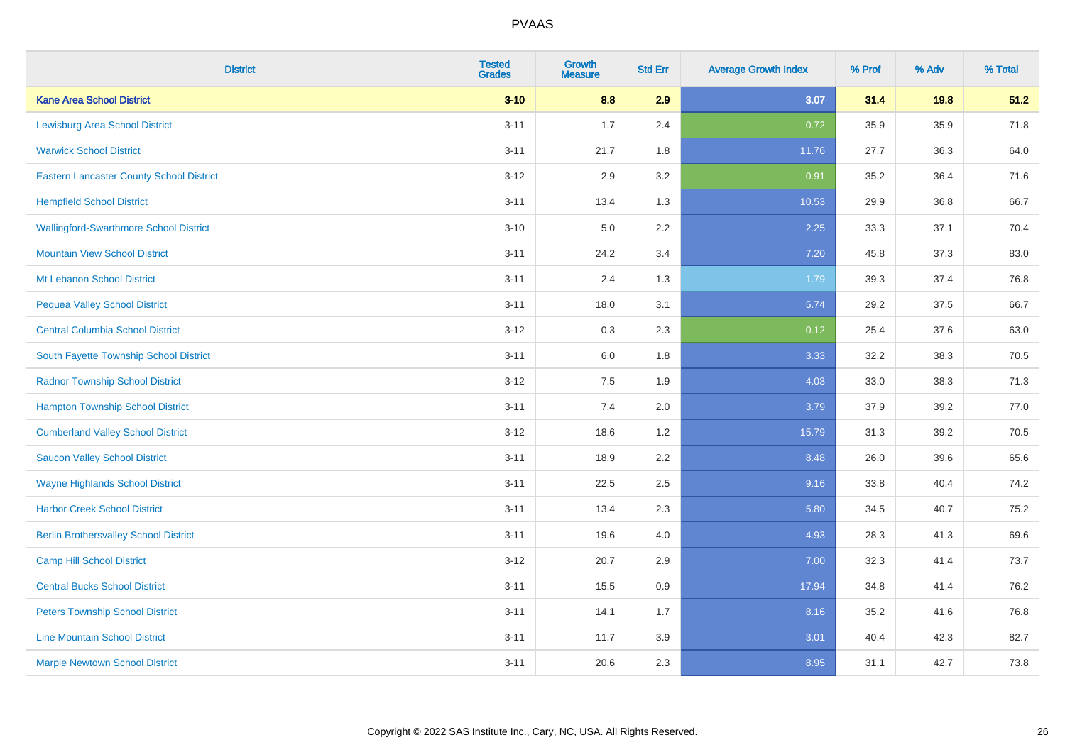PVAAS

| District | Tested Grades | Growth Measure | Std Err | Average Growth Index | % Prof | % Adv | % Total |
|---|---|---|---|---|---|---|---|
| **Kane Area School District** | **3-10** | **8.8** | **2.9** | **3.07** | **31.4** | **19.8** | **51.2** |
| Lewisburg Area School District | 3-11 | 1.7 | 2.4 | 0.72 | 35.9 | 35.9 | 71.8 |
| Warwick School District | 3-11 | 21.7 | 1.8 | 11.76 | 27.7 | 36.3 | 64.0 |
| Eastern Lancaster County School District | 3-12 | 2.9 | 3.2 | 0.91 | 35.2 | 36.4 | 71.6 |
| Hempfield School District | 3-11 | 13.4 | 1.3 | 10.53 | 29.9 | 36.8 | 66.7 |
| Wallingford-Swarthmore School District | 3-10 | 5.0 | 2.2 | 2.25 | 33.3 | 37.1 | 70.4 |
| Mountain View School District | 3-11 | 24.2 | 3.4 | 7.20 | 45.8 | 37.3 | 83.0 |
| Mt Lebanon School District | 3-11 | 2.4 | 1.3 | 1.79 | 39.3 | 37.4 | 76.8 |
| Pequea Valley School District | 3-11 | 18.0 | 3.1 | 5.74 | 29.2 | 37.5 | 66.7 |
| Central Columbia School District | 3-12 | 0.3 | 2.3 | 0.12 | 25.4 | 37.6 | 63.0 |
| South Fayette Township School District | 3-11 | 6.0 | 1.8 | 3.33 | 32.2 | 38.3 | 70.5 |
| Radnor Township School District | 3-12 | 7.5 | 1.9 | 4.03 | 33.0 | 38.3 | 71.3 |
| Hampton Township School District | 3-11 | 7.4 | 2.0 | 3.79 | 37.9 | 39.2 | 77.0 |
| Cumberland Valley School District | 3-12 | 18.6 | 1.2 | 15.79 | 31.3 | 39.2 | 70.5 |
| Saucon Valley School District | 3-11 | 18.9 | 2.2 | 8.48 | 26.0 | 39.6 | 65.6 |
| Wayne Highlands School District | 3-11 | 22.5 | 2.5 | 9.16 | 33.8 | 40.4 | 74.2 |
| Harbor Creek School District | 3-11 | 13.4 | 2.3 | 5.80 | 34.5 | 40.7 | 75.2 |
| Berlin Brothersvalley School District | 3-11 | 19.6 | 4.0 | 4.93 | 28.3 | 41.3 | 69.6 |
| Camp Hill School District | 3-12 | 20.7 | 2.9 | 7.00 | 32.3 | 41.4 | 73.7 |
| Central Bucks School District | 3-11 | 15.5 | 0.9 | 17.94 | 34.8 | 41.4 | 76.2 |
| Peters Township School District | 3-11 | 14.1 | 1.7 | 8.16 | 35.2 | 41.6 | 76.8 |
| Line Mountain School District | 3-11 | 11.7 | 3.9 | 3.01 | 40.4 | 42.3 | 82.7 |
| Marple Newtown School District | 3-11 | 20.6 | 2.3 | 8.95 | 31.1 | 42.7 | 73.8 |

Copyright © 2022 SAS Institute Inc., Cary, NC, USA. All Rights Reserved.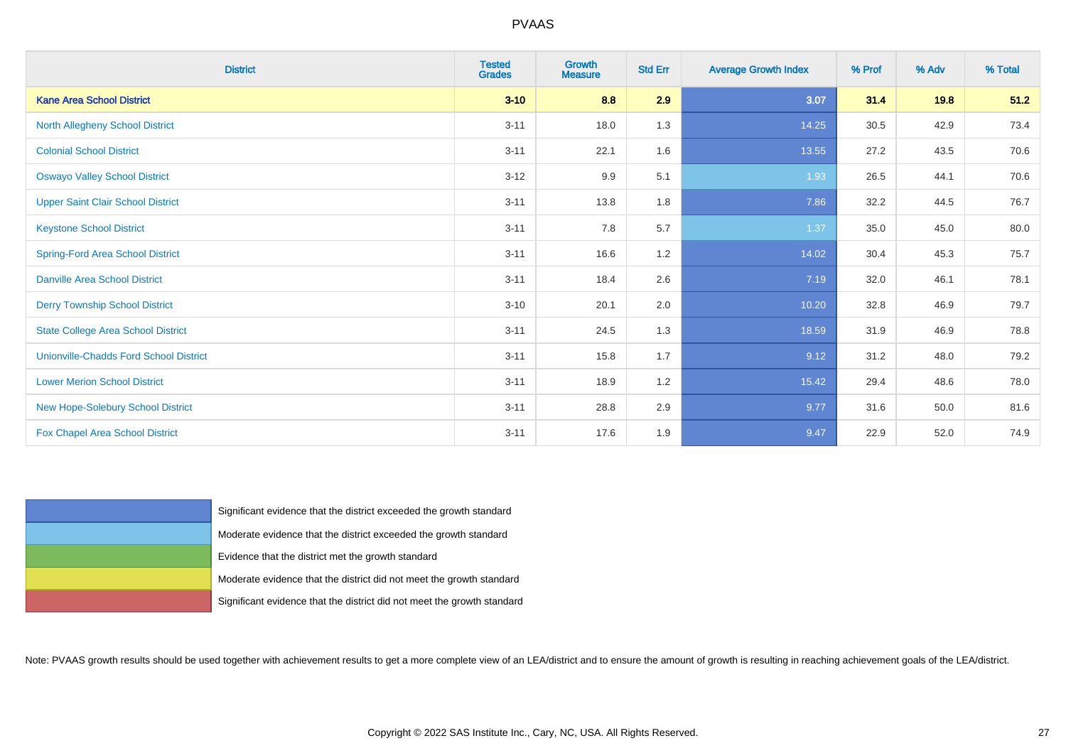# PVAAS

| District | Tested Grades | Growth Measure | Std Err | Average Growth Index | % Prof | % Adv | % Total |
|---|---|---|---|---|---|---|---|
| **Kane Area School District** | **3-10** | **8.8** | **2.9** | **3.07** | **31.4** | **19.8** | **51.2** |
| North Allegheny School District | 3-11 | 18.0 | 1.3 | 14.25 | 30.5 | 42.9 | 73.4 |
| Colonial School District | 3-11 | 22.1 | 1.6 | 13.55 | 27.2 | 43.5 | 70.6 |
| Oswayo Valley School District | 3-12 | 9.9 | 5.1 | 1.93 | 26.5 | 44.1 | 70.6 |
| Upper Saint Clair School District | 3-11 | 13.8 | 1.8 | 7.86 | 32.2 | 44.5 | 76.7 |
| Keystone School District | 3-11 | 7.8 | 5.7 | 1.37 | 35.0 | 45.0 | 80.0 |
| Spring-Ford Area School District | 3-11 | 16.6 | 1.2 | 14.02 | 30.4 | 45.3 | 75.7 |
| Danville Area School District | 3-11 | 18.4 | 2.6 | 7.19 | 32.0 | 46.1 | 78.1 |
| Derry Township School District | 3-10 | 20.1 | 2.0 | 10.20 | 32.8 | 46.9 | 79.7 |
| State College Area School District | 3-11 | 24.5 | 1.3 | 18.59 | 31.9 | 46.9 | 78.8 |
| Unionville-Chadds Ford School District | 3-11 | 15.8 | 1.7 | 9.12 | 31.2 | 48.0 | 79.2 |
| Lower Merion School District | 3-11 | 18.9 | 1.2 | 15.42 | 29.4 | 48.6 | 78.0 |
| New Hope-Solebury School District | 3-11 | 28.8 | 2.9 | 9.77 | 31.6 | 50.0 | 81.6 |
| Fox Chapel Area School District | 3-11 | 17.6 | 1.9 | 9.47 | 22.9 | 52.0 | 74.9 |

Significant evidence that the district exceeded the growth standard

Moderate evidence that the district exceeded the growth standard

Evidence that the district met the growth standard

Moderate evidence that the district did not meet the growth standard

Significant evidence that the district did not meet the growth standard

Note: PVAAS growth results should be used together with achievement results to get a more complete view of an LEA/district and to ensure the amount of growth is resulting in reaching achievement goals of the LEA/district.

Copyright © 2022 SAS Institute Inc., Cary, NC, USA. All Rights Reserved.